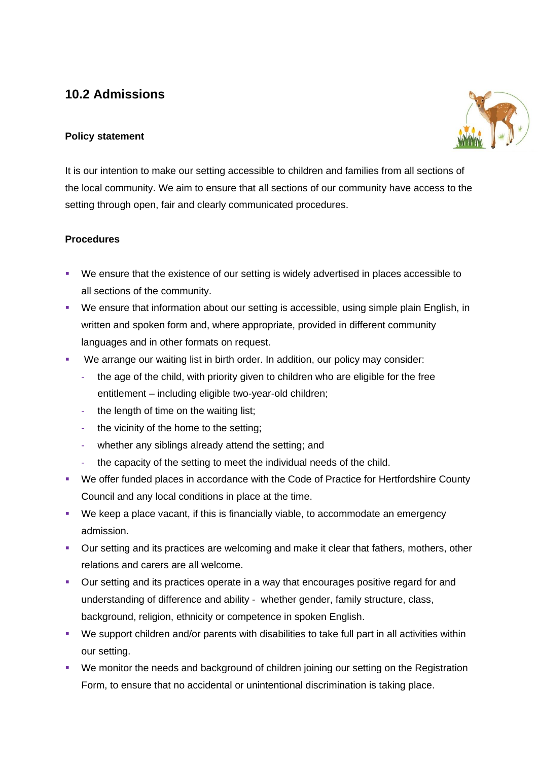## 10.2 Admissions

**Policy statement**

It is our intention to make our setting accessible to children and families from all sections of the local community. We aim to ensure that all sections of our community have access to the setting through open, fair and clearly communicated procedures.

**Procedures**

- We ensure that the existence of our setting is widely advertised in places accessible to all sections of the community.
- We ensure that information about our setting is accessible, using simple plain English, in written and spoken form and, where appropriate, provided in different community languages and in other formats on request.
- We arrange our waiting list in birth order. In addition, our policy may consider:
  - the age of the child, with priority given to children who are eligible for the free entitlement – including eligible two-year-old children;
  - the length of time on the waiting list;
  - the vicinity of the home to the setting;
  - whether any siblings already attend the setting; and
  - the capacity of the setting to meet the individual needs of the child.
- We offer funded places in accordance with the Code of Practice for Hertfordshire County Council and any local conditions in place at the time.
- We keep a place vacant, if this is financially viable, to accommodate an emergency admission.
- Our setting and its practices are welcoming and make it clear that fathers, mothers, other relations and carers are all welcome.
- Our setting and its practices operate in a way that encourages positive regard for and understanding of difference and ability - whether gender, family structure, class, background, religion, ethnicity or competence in spoken English.
- We support children and/or parents with disabilities to take full part in all activities within our setting.
- We monitor the needs and background of children joining our setting on the Registration Form, to ensure that no accidental or unintentional discrimination is taking place.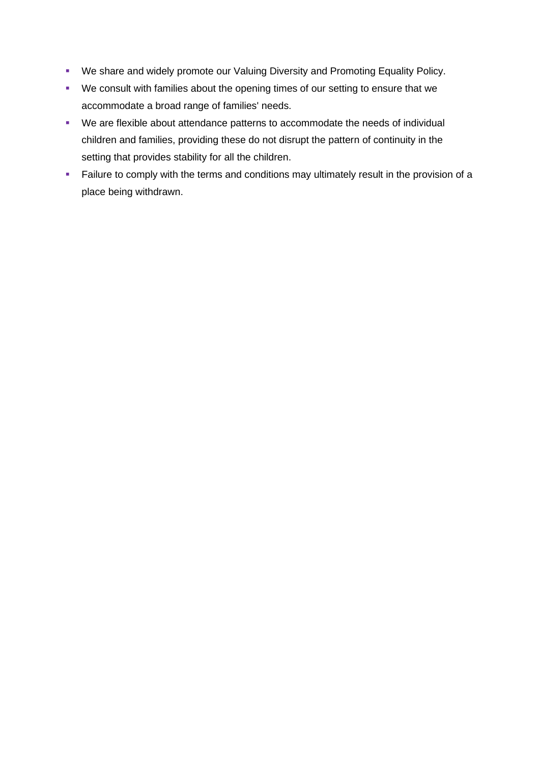- We share and widely promote our Valuing Diversity and Promoting Equality Policy.
- We consult with families about the opening times of our setting to ensure that we accommodate a broad range of families' needs.
- We are flexible about attendance patterns to accommodate the needs of individual children and families, providing these do not disrupt the pattern of continuity in the setting that provides stability for all the children.
- Failure to comply with the terms and conditions may ultimately result in the provision of a place being withdrawn.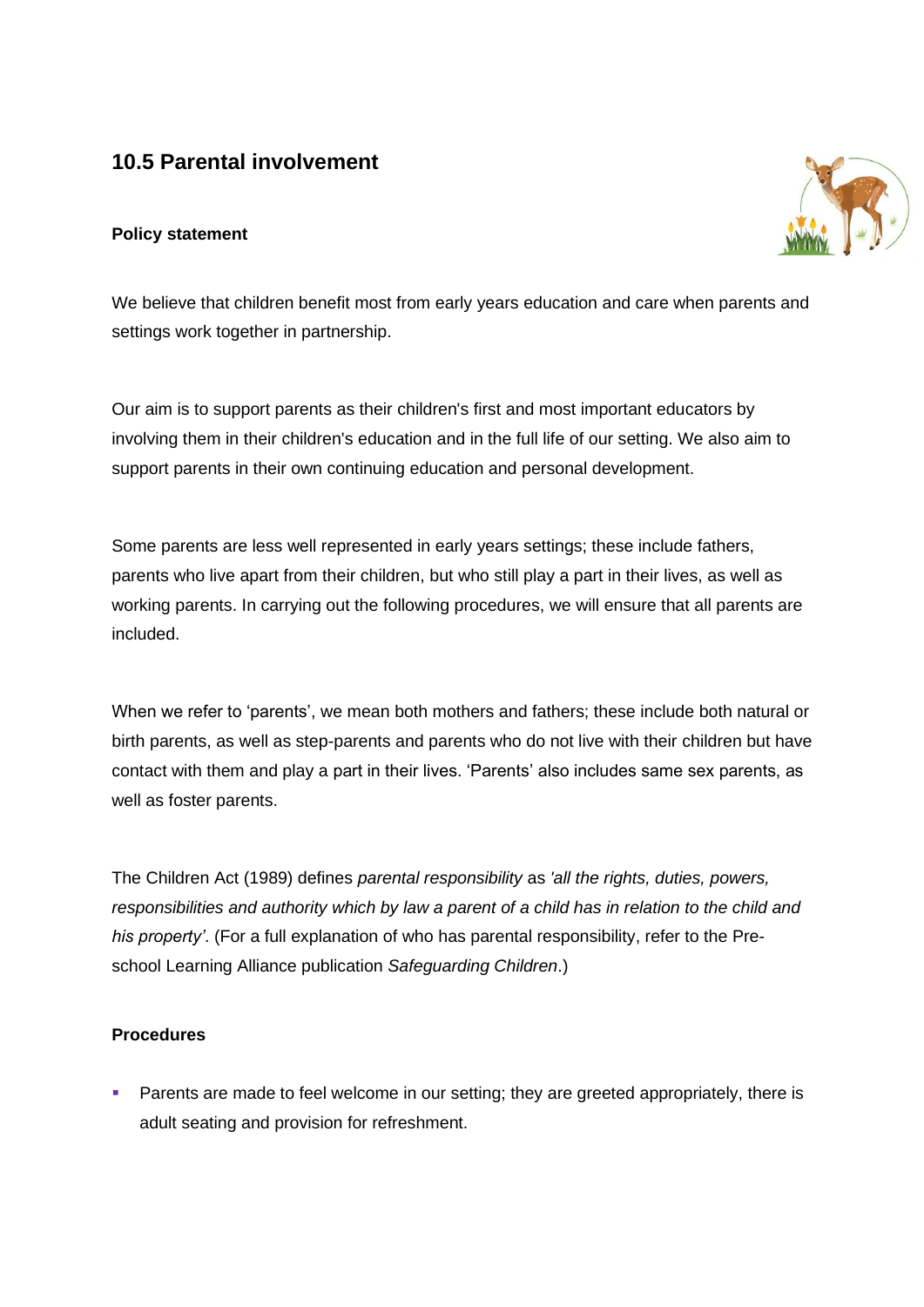## 10.5 Parental involvement

**Policy statement**

We believe that children benefit most from early years education and care when parents and settings work together in partnership.

Our aim is to support parents as their children's first and most important educators by involving them in their children's education and in the full life of our setting. We also aim to support parents in their own continuing education and personal development.

Some parents are less well represented in early years settings; these include fathers, parents who live apart from their children, but who still play a part in their lives, as well as working parents. In carrying out the following procedures, we will ensure that all parents are included.

When we refer to 'parents', we mean both mothers and fathers; these include both natural or birth parents, as well as step-parents and parents who do not live with their children but have contact with them and play a part in their lives. 'Parents' also includes same sex parents, as well as foster parents.

The Children Act (1989) defines *parental responsibility* as *'all the rights, duties, powers, responsibilities and authority which by law a parent of a child has in relation to the child and his property'*. (For a full explanation of who has parental responsibility, refer to the Pre-school Learning Alliance publication *Safeguarding Children*.)

**Procedures**

- Parents are made to feel welcome in our setting; they are greeted appropriately, there is adult seating and provision for refreshment.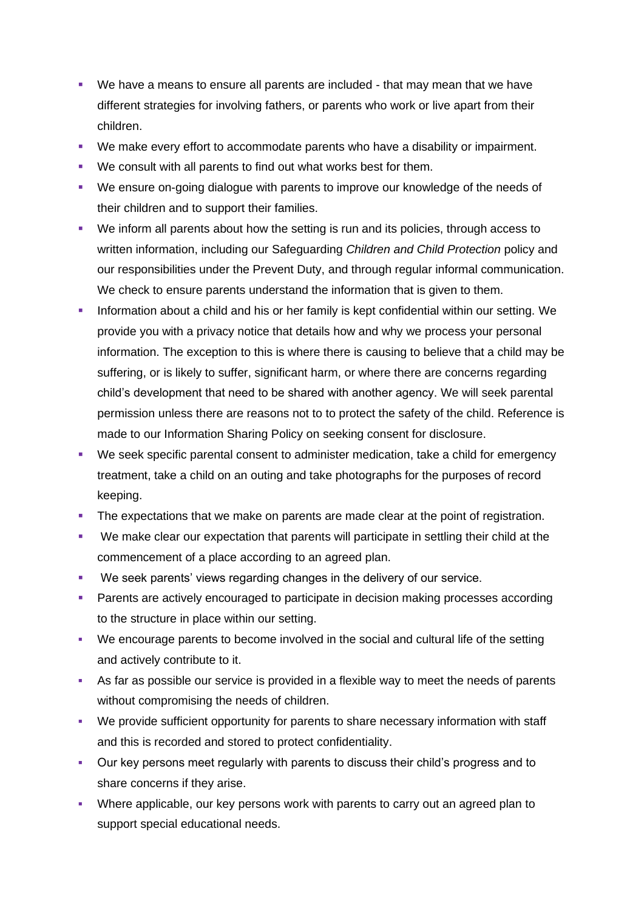- We have a means to ensure all parents are included - that may mean that we have different strategies for involving fathers, or parents who work or live apart from their children.
- We make every effort to accommodate parents who have a disability or impairment.
- We consult with all parents to find out what works best for them.
- We ensure on-going dialogue with parents to improve our knowledge of the needs of their children and to support their families.
- We inform all parents about how the setting is run and its policies, through access to written information, including our Safeguarding *Children and Child Protection* policy and our responsibilities under the Prevent Duty, and through regular informal communication. We check to ensure parents understand the information that is given to them.
- Information about a child and his or her family is kept confidential within our setting. We provide you with a privacy notice that details how and why we process your personal information. The exception to this is where there is causing to believe that a child may be suffering, or is likely to suffer, significant harm, or where there are concerns regarding child's development that need to be shared with another agency. We will seek parental permission unless there are reasons not to to protect the safety of the child. Reference is made to our Information Sharing Policy on seeking consent for disclosure.
- We seek specific parental consent to administer medication, take a child for emergency treatment, take a child on an outing and take photographs for the purposes of record keeping.
- The expectations that we make on parents are made clear at the point of registration.
- We make clear our expectation that parents will participate in settling their child at the commencement of a place according to an agreed plan.
- We seek parents' views regarding changes in the delivery of our service.
- Parents are actively encouraged to participate in decision making processes according to the structure in place within our setting.
- We encourage parents to become involved in the social and cultural life of the setting and actively contribute to it.
- As far as possible our service is provided in a flexible way to meet the needs of parents without compromising the needs of children.
- We provide sufficient opportunity for parents to share necessary information with staff and this is recorded and stored to protect confidentiality.
- Our key persons meet regularly with parents to discuss their child's progress and to share concerns if they arise.
- Where applicable, our key persons work with parents to carry out an agreed plan to support special educational needs.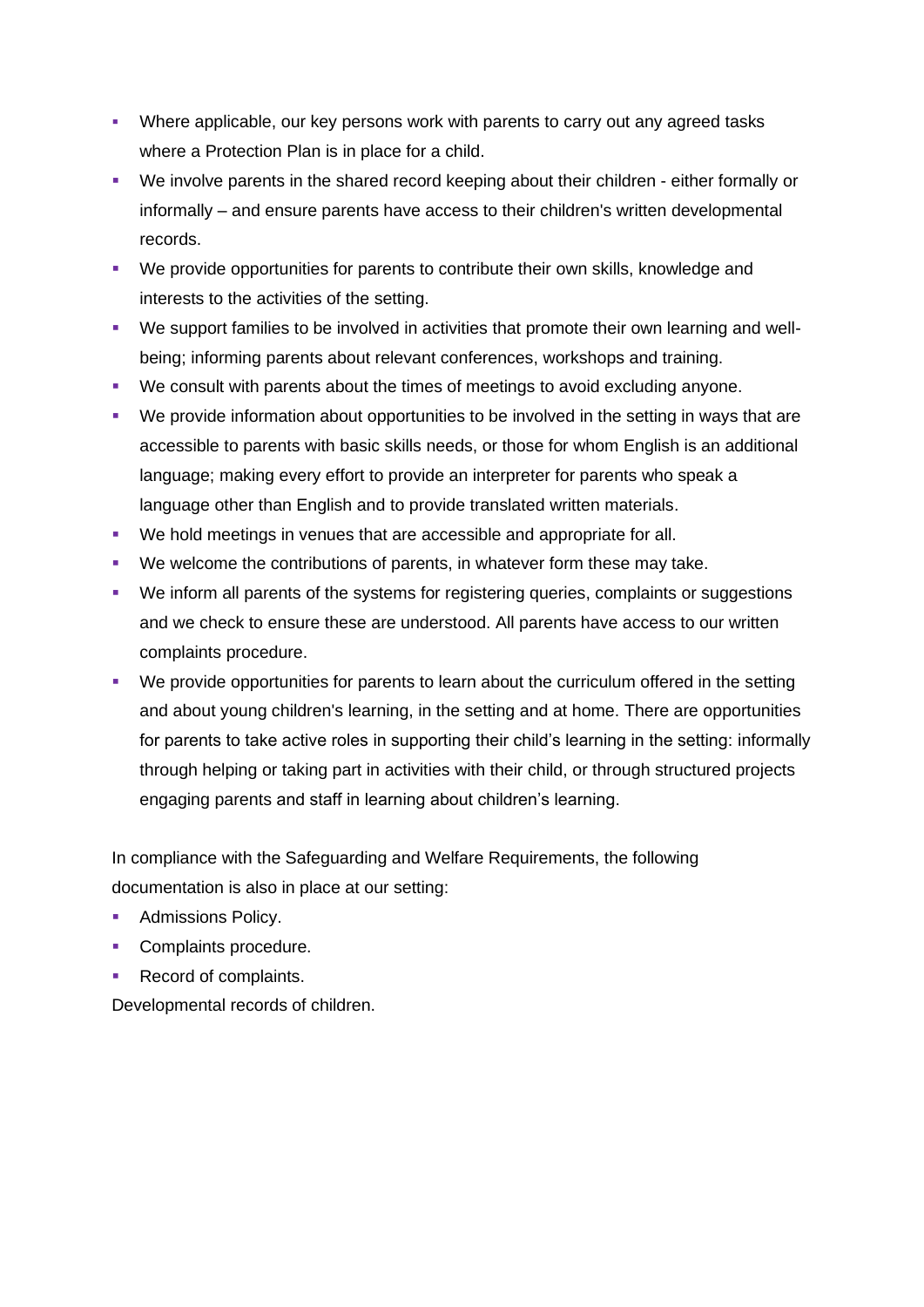- Where applicable, our key persons work with parents to carry out any agreed tasks where a Protection Plan is in place for a child.
- We involve parents in the shared record keeping about their children - either formally or informally – and ensure parents have access to their children's written developmental records.
- We provide opportunities for parents to contribute their own skills, knowledge and interests to the activities of the setting.
- We support families to be involved in activities that promote their own learning and well-being; informing parents about relevant conferences, workshops and training.
- We consult with parents about the times of meetings to avoid excluding anyone.
- We provide information about opportunities to be involved in the setting in ways that are accessible to parents with basic skills needs, or those for whom English is an additional language; making every effort to provide an interpreter for parents who speak a language other than English and to provide translated written materials.
- We hold meetings in venues that are accessible and appropriate for all.
- We welcome the contributions of parents, in whatever form these may take.
- We inform all parents of the systems for registering queries, complaints or suggestions and we check to ensure these are understood. All parents have access to our written complaints procedure.
- We provide opportunities for parents to learn about the curriculum offered in the setting and about young children's learning, in the setting and at home. There are opportunities for parents to take active roles in supporting their child's learning in the setting: informally through helping or taking part in activities with their child, or through structured projects engaging parents and staff in learning about children's learning.

In compliance with the Safeguarding and Welfare Requirements, the following documentation is also in place at our setting:

- Admissions Policy.
- Complaints procedure.
- Record of complaints.

Developmental records of children.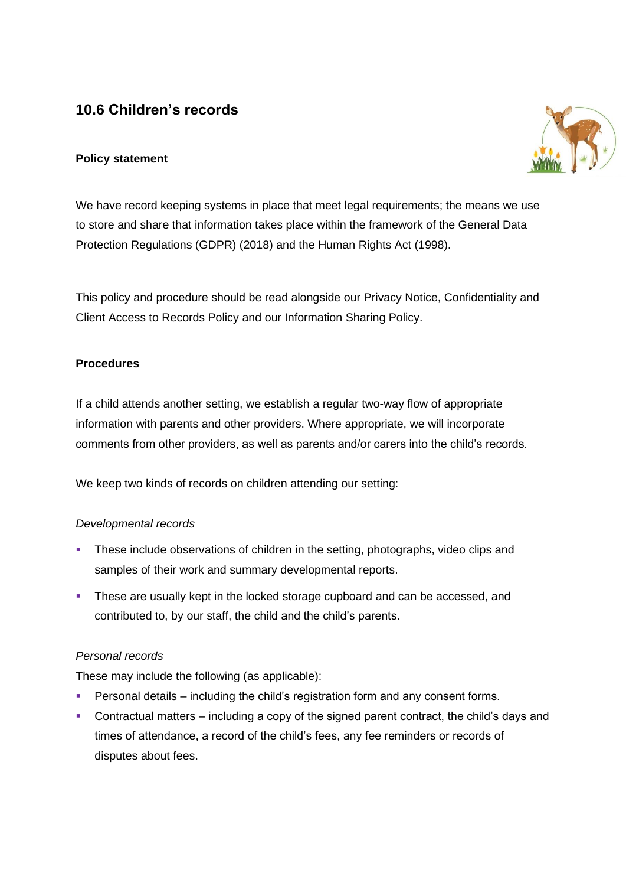## 10.6 Children's records

**Policy statement**

We have record keeping systems in place that meet legal requirements; the means we use to store and share that information takes place within the framework of the General Data Protection Regulations (GDPR) (2018) and the Human Rights Act (1998).

This policy and procedure should be read alongside our Privacy Notice, Confidentiality and Client Access to Records Policy and our Information Sharing Policy.

**Procedures**

If a child attends another setting, we establish a regular two-way flow of appropriate information with parents and other providers. Where appropriate, we will incorporate comments from other providers, as well as parents and/or carers into the child's records.

We keep two kinds of records on children attending our setting:

*Developmental records*

- These include observations of children in the setting, photographs, video clips and samples of their work and summary developmental reports.
- These are usually kept in the locked storage cupboard and can be accessed, and contributed to, by our staff, the child and the child's parents.

*Personal records*

These may include the following (as applicable):

- Personal details – including the child's registration form and any consent forms.
- Contractual matters – including a copy of the signed parent contract, the child's days and times of attendance, a record of the child's fees, any fee reminders or records of disputes about fees.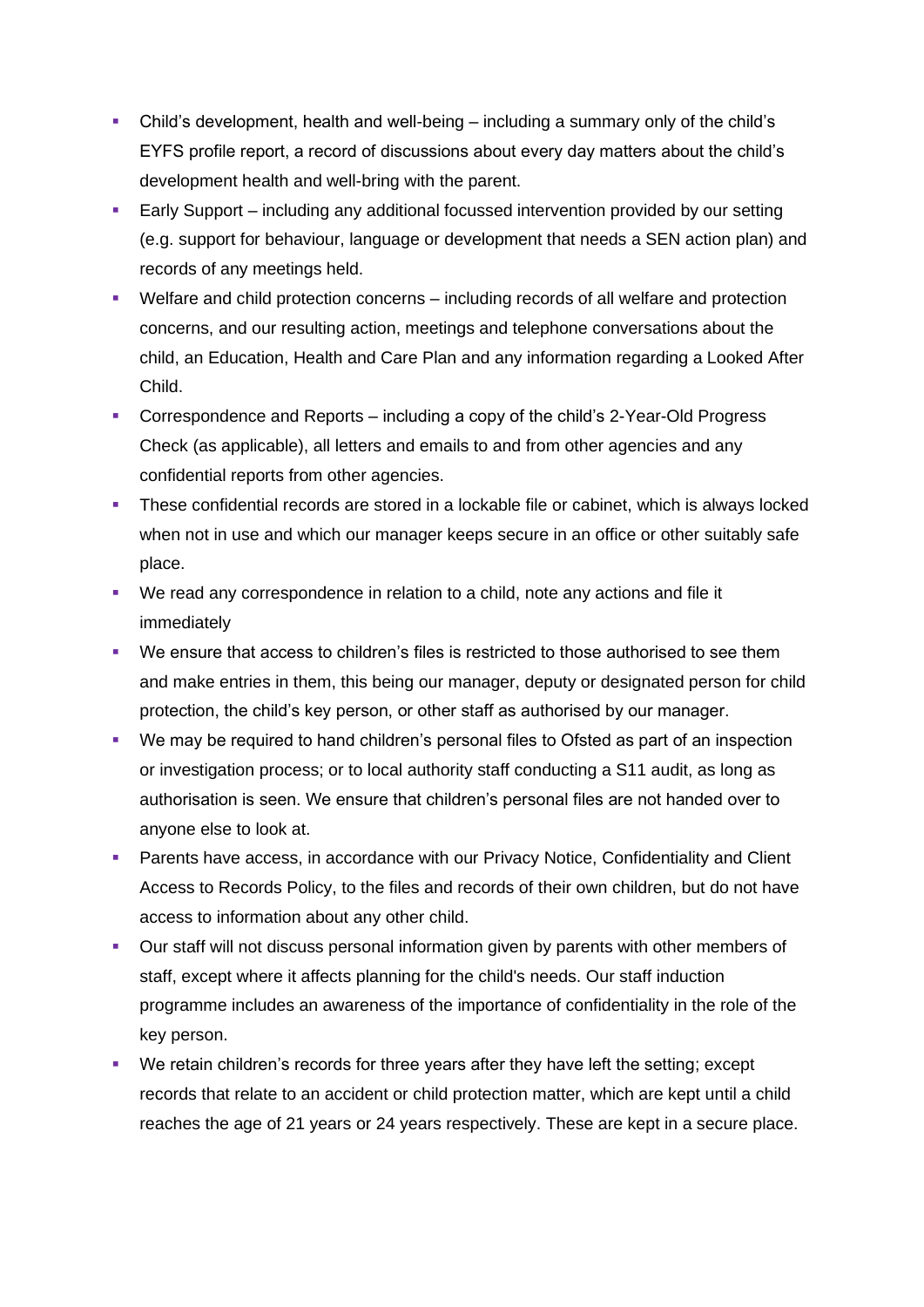- Child's development, health and well-being – including a summary only of the child's EYFS profile report, a record of discussions about every day matters about the child's development health and well-bring with the parent.
- Early Support – including any additional focussed intervention provided by our setting (e.g. support for behaviour, language or development that needs a SEN action plan) and records of any meetings held.
- Welfare and child protection concerns – including records of all welfare and protection concerns, and our resulting action, meetings and telephone conversations about the child, an Education, Health and Care Plan and any information regarding a Looked After Child.
- Correspondence and Reports – including a copy of the child's 2-Year-Old Progress Check (as applicable), all letters and emails to and from other agencies and any confidential reports from other agencies.
- These confidential records are stored in a lockable file or cabinet, which is always locked when not in use and which our manager keeps secure in an office or other suitably safe place.
- We read any correspondence in relation to a child, note any actions and file it immediately
- We ensure that access to children's files is restricted to those authorised to see them and make entries in them, this being our manager, deputy or designated person for child protection, the child's key person, or other staff as authorised by our manager.
- We may be required to hand children's personal files to Ofsted as part of an inspection or investigation process; or to local authority staff conducting a S11 audit, as long as authorisation is seen. We ensure that children's personal files are not handed over to anyone else to look at.
- Parents have access, in accordance with our Privacy Notice, Confidentiality and Client Access to Records Policy, to the files and records of their own children, but do not have access to information about any other child.
- Our staff will not discuss personal information given by parents with other members of staff, except where it affects planning for the child's needs. Our staff induction programme includes an awareness of the importance of confidentiality in the role of the key person.
- We retain children's records for three years after they have left the setting; except records that relate to an accident or child protection matter, which are kept until a child reaches the age of 21 years or 24 years respectively. These are kept in a secure place.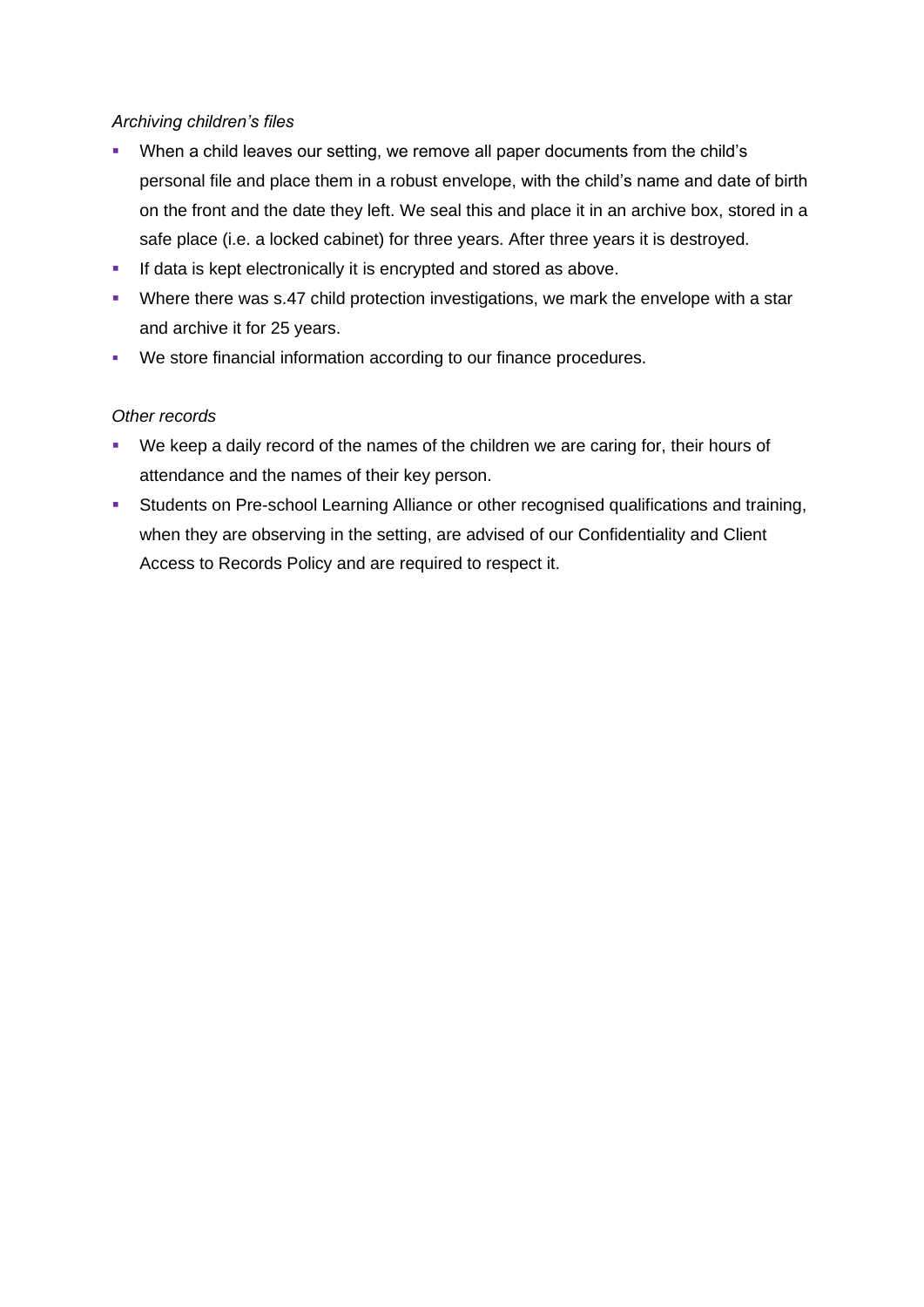*Archiving children's files*

- When a child leaves our setting, we remove all paper documents from the child's personal file and place them in a robust envelope, with the child's name and date of birth on the front and the date they left. We seal this and place it in an archive box, stored in a safe place (i.e. a locked cabinet) for three years. After three years it is destroyed.
- If data is kept electronically it is encrypted and stored as above.
- Where there was s.47 child protection investigations, we mark the envelope with a star and archive it for 25 years.
- We store financial information according to our finance procedures.

*Other records*

- We keep a daily record of the names of the children we are caring for, their hours of attendance and the names of their key person.
- Students on Pre-school Learning Alliance or other recognised qualifications and training, when they are observing in the setting, are advised of our Confidentiality and Client Access to Records Policy and are required to respect it.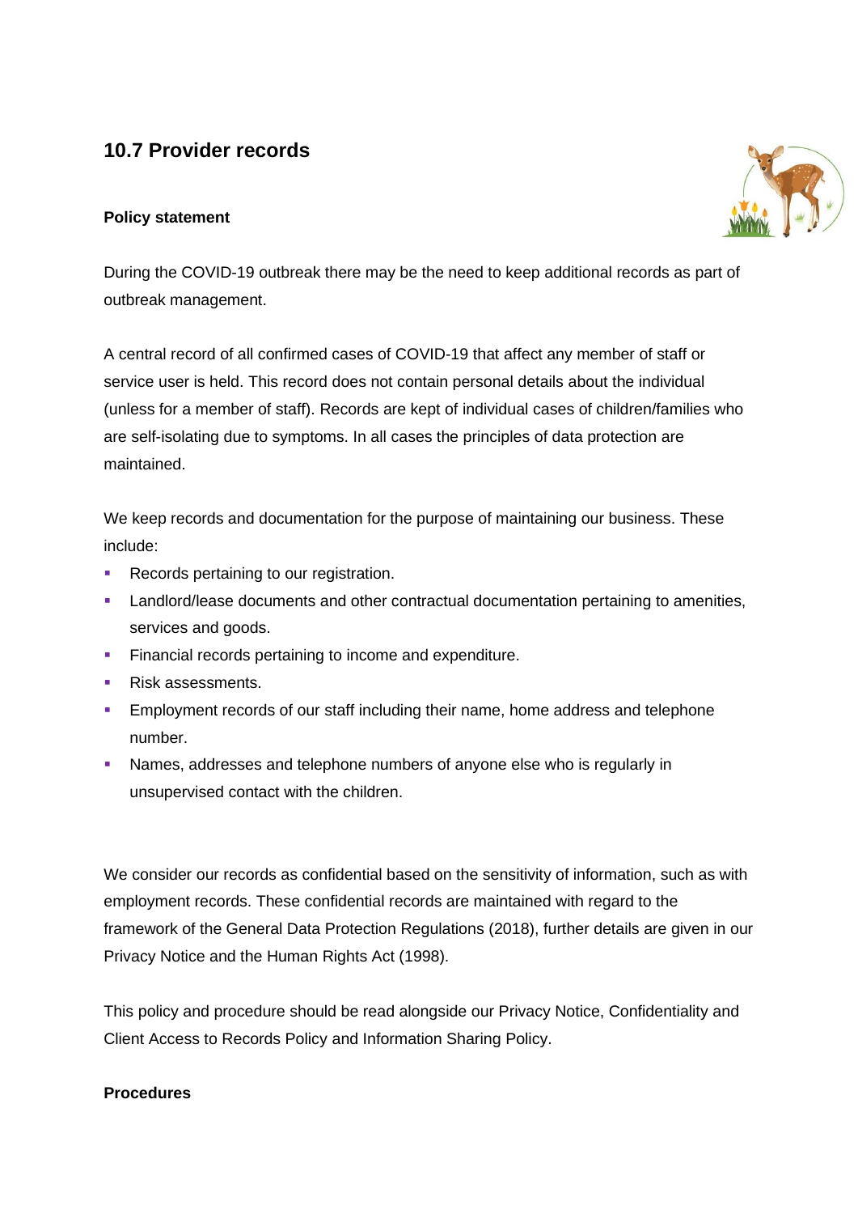## 10.7 Provider records

**Policy statement**

During the COVID-19 outbreak there may be the need to keep additional records as part of outbreak management.

A central record of all confirmed cases of COVID-19 that affect any member of staff or service user is held. This record does not contain personal details about the individual (unless for a member of staff). Records are kept of individual cases of children/families who are self-isolating due to symptoms. In all cases the principles of data protection are maintained.

We keep records and documentation for the purpose of maintaining our business. These include:

- Records pertaining to our registration.
- Landlord/lease documents and other contractual documentation pertaining to amenities, services and goods.
- Financial records pertaining to income and expenditure.
- Risk assessments.
- Employment records of our staff including their name, home address and telephone number.
- Names, addresses and telephone numbers of anyone else who is regularly in unsupervised contact with the children.

We consider our records as confidential based on the sensitivity of information, such as with employment records. These confidential records are maintained with regard to the framework of the General Data Protection Regulations (2018), further details are given in our Privacy Notice and the Human Rights Act (1998).

This policy and procedure should be read alongside our Privacy Notice, Confidentiality and Client Access to Records Policy and Information Sharing Policy.

**Procedures**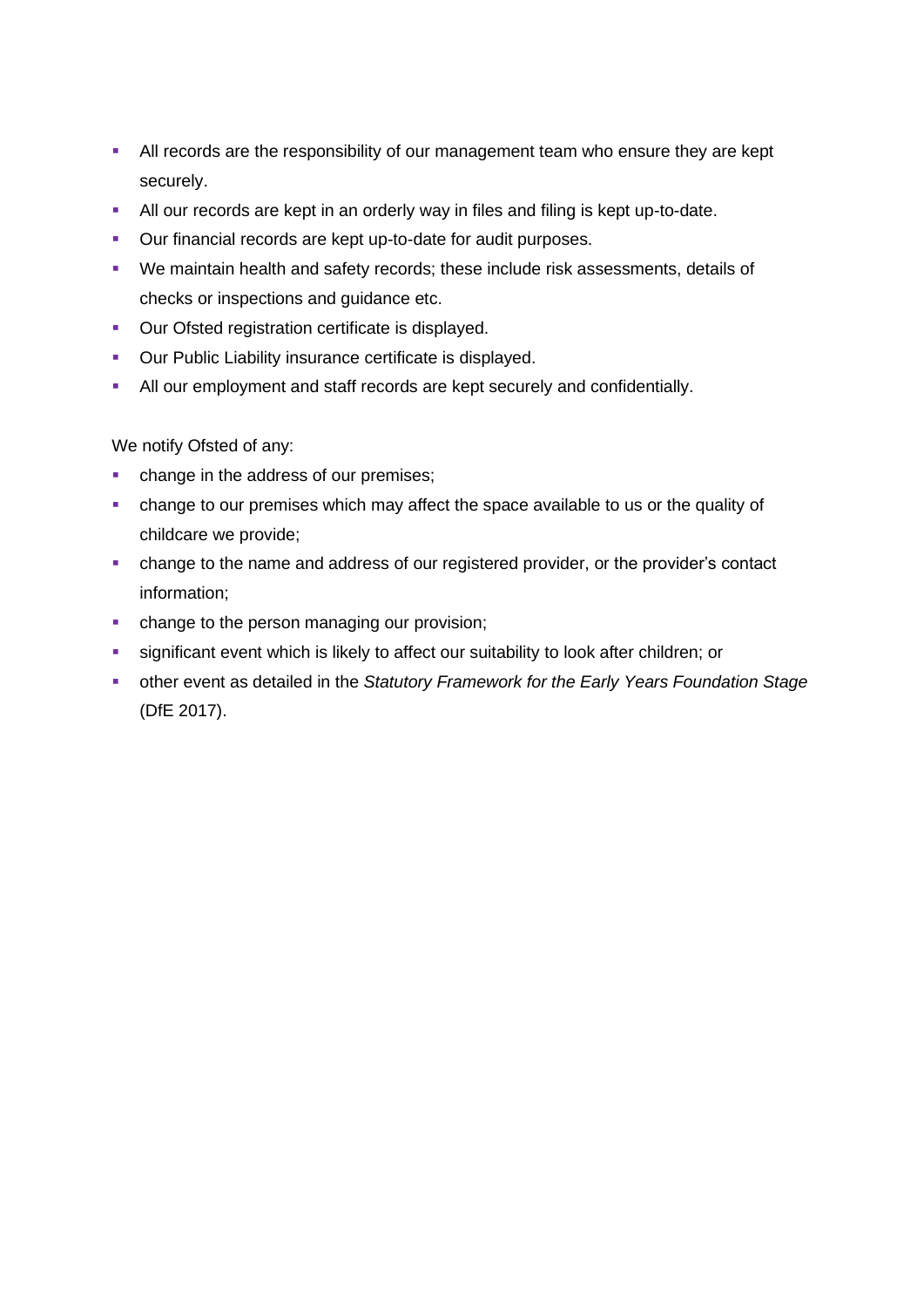- All records are the responsibility of our management team who ensure they are kept securely.
- All our records are kept in an orderly way in files and filing is kept up-to-date.
- Our financial records are kept up-to-date for audit purposes.
- We maintain health and safety records; these include risk assessments, details of checks or inspections and guidance etc.
- Our Ofsted registration certificate is displayed.
- Our Public Liability insurance certificate is displayed.
- All our employment and staff records are kept securely and confidentially.

We notify Ofsted of any:

- change in the address of our premises;
- change to our premises which may affect the space available to us or the quality of childcare we provide;
- change to the name and address of our registered provider, or the provider's contact information;
- change to the person managing our provision;
- significant event which is likely to affect our suitability to look after children; or
- other event as detailed in the *Statutory Framework for the Early Years Foundation Stage* (DfE 2017).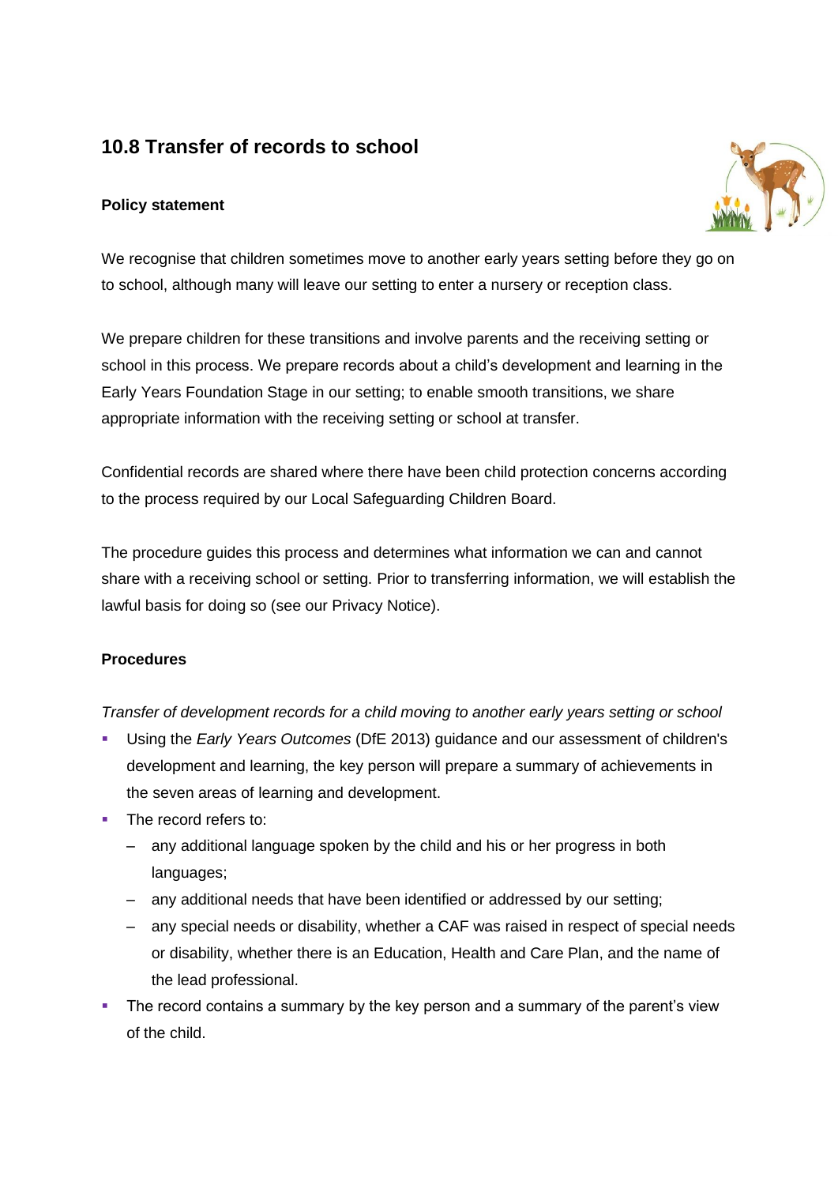## 10.8 Transfer of records to school

### Policy statement

We recognise that children sometimes move to another early years setting before they go on to school, although many will leave our setting to enter a nursery or reception class.

We prepare children for these transitions and involve parents and the receiving setting or school in this process. We prepare records about a child's development and learning in the Early Years Foundation Stage in our setting; to enable smooth transitions, we share appropriate information with the receiving setting or school at transfer.

Confidential records are shared where there have been child protection concerns according to the process required by our Local Safeguarding Children Board.

The procedure guides this process and determines what information we can and cannot share with a receiving school or setting. Prior to transferring information, we will establish the lawful basis for doing so (see our Privacy Notice).

### Procedures

*Transfer of development records for a child moving to another early years setting or school*

- Using the *Early Years Outcomes* (DfE 2013) guidance and our assessment of children's development and learning, the key person will prepare a summary of achievements in the seven areas of learning and development.
- The record refers to:
  - any additional language spoken by the child and his or her progress in both languages;
  - any additional needs that have been identified or addressed by our setting;
  - any special needs or disability, whether a CAF was raised in respect of special needs or disability, whether there is an Education, Health and Care Plan, and the name of the lead professional.
- The record contains a summary by the key person and a summary of the parent's view of the child.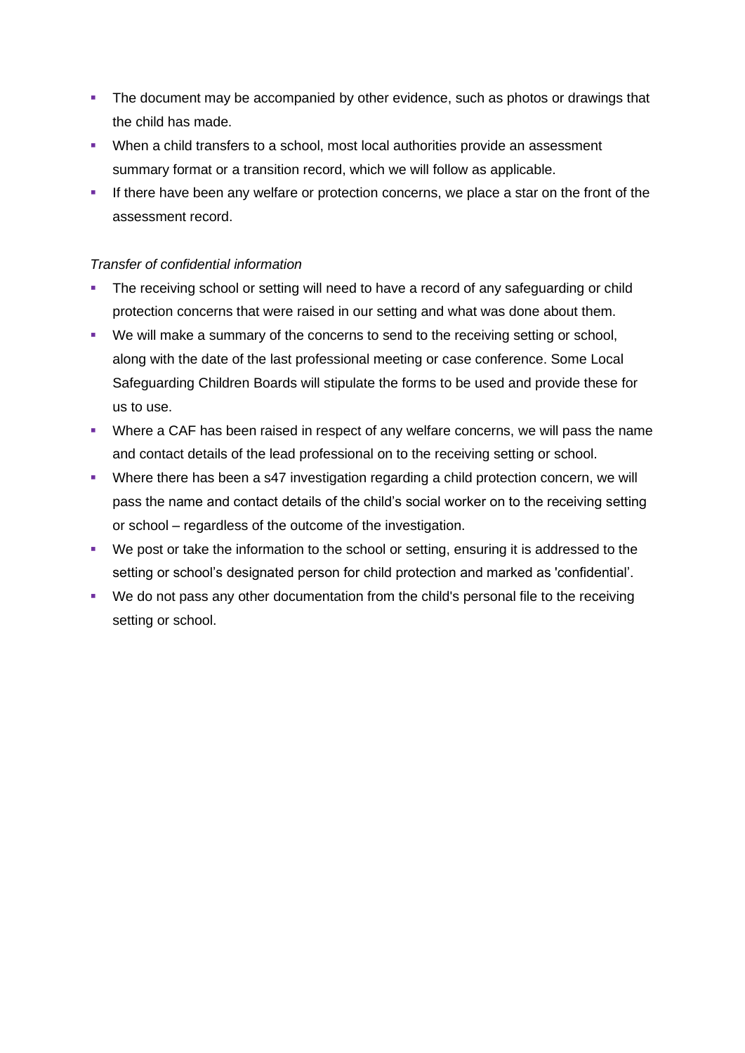- The document may be accompanied by other evidence, such as photos or drawings that the child has made.
- When a child transfers to a school, most local authorities provide an assessment summary format or a transition record, which we will follow as applicable.
- If there have been any welfare or protection concerns, we place a star on the front of the assessment record.

*Transfer of confidential information*

- The receiving school or setting will need to have a record of any safeguarding or child protection concerns that were raised in our setting and what was done about them.
- We will make a summary of the concerns to send to the receiving setting or school, along with the date of the last professional meeting or case conference. Some Local Safeguarding Children Boards will stipulate the forms to be used and provide these for us to use.
- Where a CAF has been raised in respect of any welfare concerns, we will pass the name and contact details of the lead professional on to the receiving setting or school.
- Where there has been a s47 investigation regarding a child protection concern, we will pass the name and contact details of the child's social worker on to the receiving setting or school – regardless of the outcome of the investigation.
- We post or take the information to the school or setting, ensuring it is addressed to the setting or school's designated person for child protection and marked as 'confidential'.
- We do not pass any other documentation from the child's personal file to the receiving setting or school.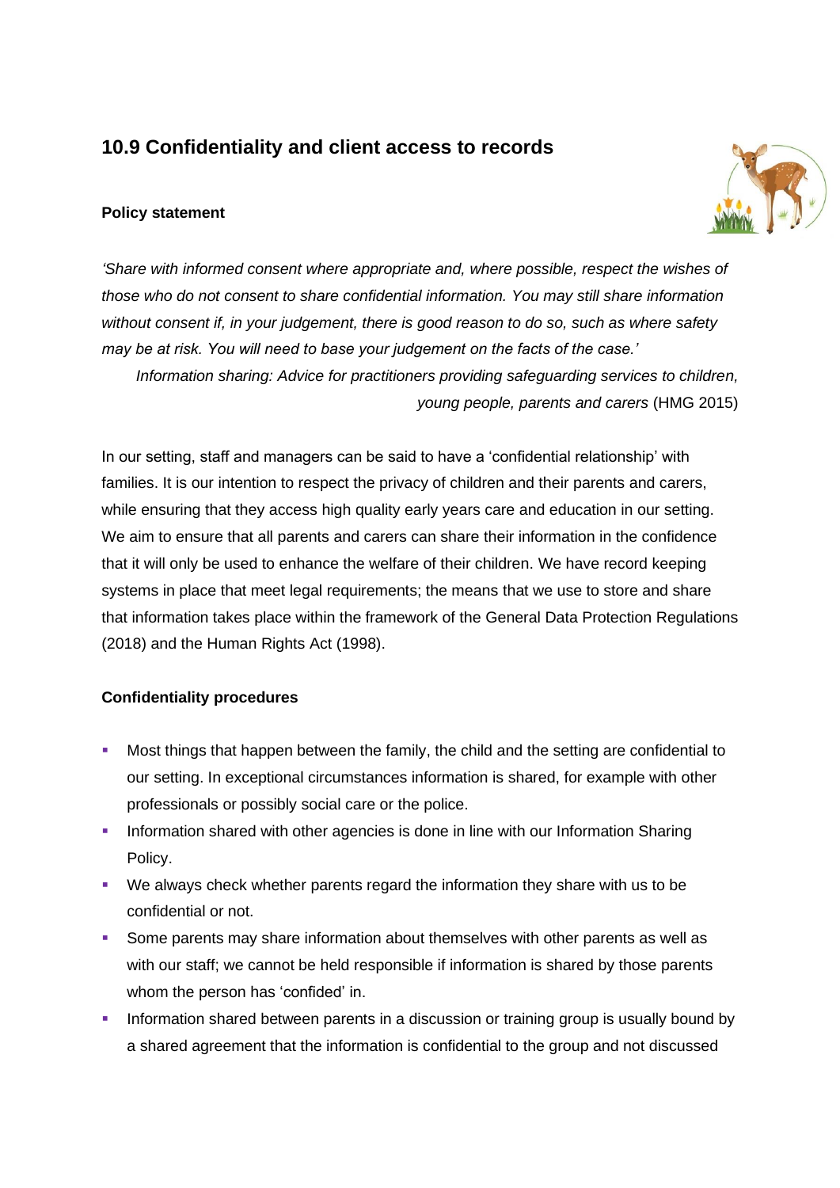## 10.9 Confidentiality and client access to records

### Policy statement

*'Share with informed consent where appropriate and, where possible, respect the wishes of those who do not consent to share confidential information. You may still share information without consent if, in your judgement, there is good reason to do so, such as where safety may be at risk. You will need to base your judgement on the facts of the case.'*

*Information sharing: Advice for practitioners providing safeguarding services to children, young people, parents and carers* (HMG 2015)

In our setting, staff and managers can be said to have a 'confidential relationship' with families. It is our intention to respect the privacy of children and their parents and carers, while ensuring that they access high quality early years care and education in our setting. We aim to ensure that all parents and carers can share their information in the confidence that it will only be used to enhance the welfare of their children. We have record keeping systems in place that meet legal requirements; the means that we use to store and share that information takes place within the framework of the General Data Protection Regulations (2018) and the Human Rights Act (1998).

### Confidentiality procedures

- Most things that happen between the family, the child and the setting are confidential to our setting. In exceptional circumstances information is shared, for example with other professionals or possibly social care or the police.
- Information shared with other agencies is done in line with our Information Sharing Policy.
- We always check whether parents regard the information they share with us to be confidential or not.
- Some parents may share information about themselves with other parents as well as with our staff; we cannot be held responsible if information is shared by those parents whom the person has 'confided' in.
- Information shared between parents in a discussion or training group is usually bound by a shared agreement that the information is confidential to the group and not discussed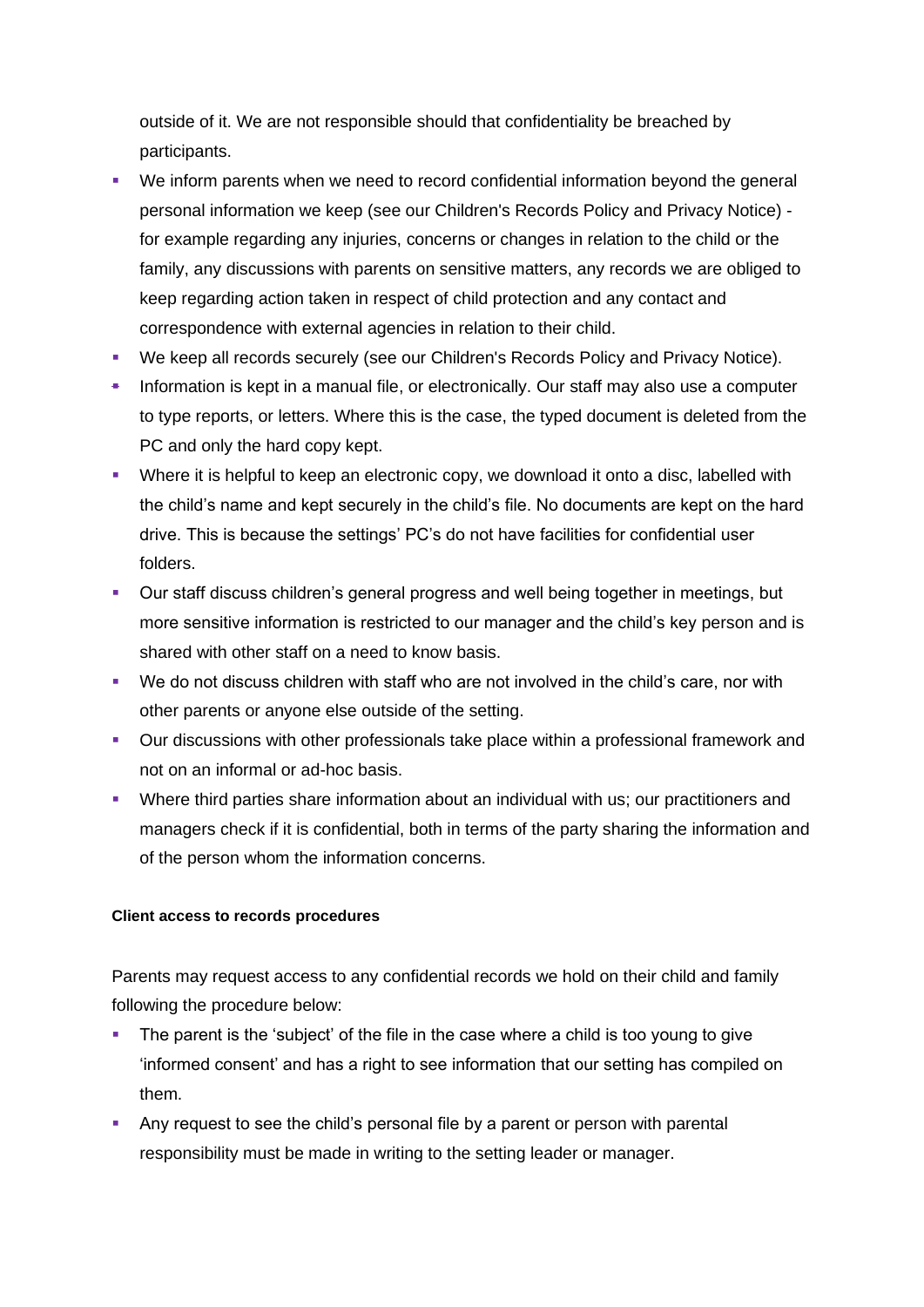outside of it. We are not responsible should that confidentiality be breached by participants.

- We inform parents when we need to record confidential information beyond the general personal information we keep (see our Children's Records Policy and Privacy Notice) - for example regarding any injuries, concerns or changes in relation to the child or the family, any discussions with parents on sensitive matters, any records we are obliged to keep regarding action taken in respect of child protection and any contact and correspondence with external agencies in relation to their child.
- We keep all records securely (see our Children's Records Policy and Privacy Notice).
- Information is kept in a manual file, or electronically. Our staff may also use a computer to type reports, or letters. Where this is the case, the typed document is deleted from the PC and only the hard copy kept.
- Where it is helpful to keep an electronic copy, we download it onto a disc, labelled with the child's name and kept securely in the child's file. No documents are kept on the hard drive. This is because the settings' PC's do not have facilities for confidential user folders.
- Our staff discuss children's general progress and well being together in meetings, but more sensitive information is restricted to our manager and the child's key person and is shared with other staff on a need to know basis.
- We do not discuss children with staff who are not involved in the child's care, nor with other parents or anyone else outside of the setting.
- Our discussions with other professionals take place within a professional framework and not on an informal or ad-hoc basis.
- Where third parties share information about an individual with us; our practitioners and managers check if it is confidential, both in terms of the party sharing the information and of the person whom the information concerns.

**Client access to records procedures**

Parents may request access to any confidential records we hold on their child and family following the procedure below:

- The parent is the 'subject' of the file in the case where a child is too young to give 'informed consent' and has a right to see information that our setting has compiled on them.
- Any request to see the child's personal file by a parent or person with parental responsibility must be made in writing to the setting leader or manager.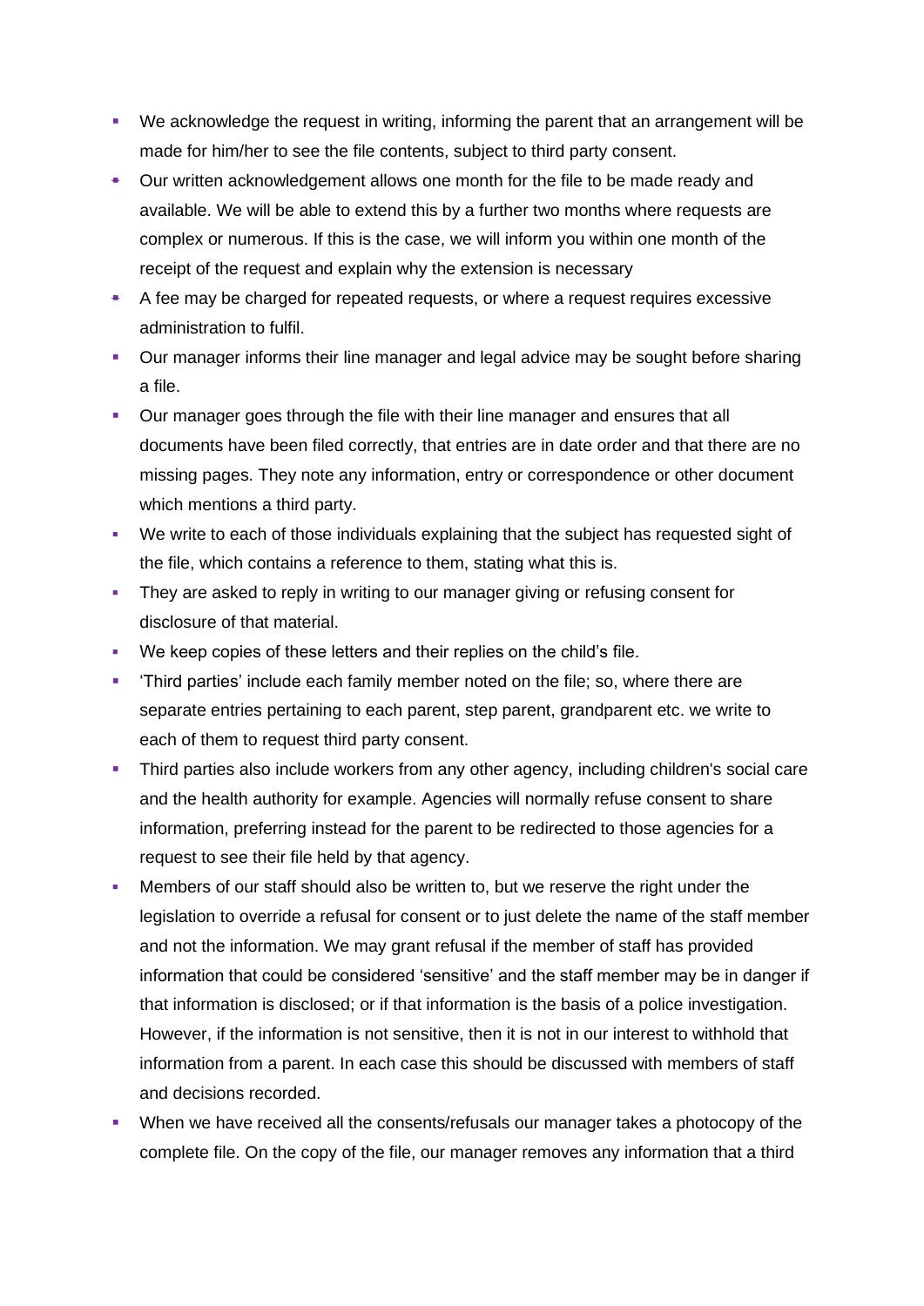- We acknowledge the request in writing, informing the parent that an arrangement will be made for him/her to see the file contents, subject to third party consent.
- Our written acknowledgement allows one month for the file to be made ready and available. We will be able to extend this by a further two months where requests are complex or numerous. If this is the case, we will inform you within one month of the receipt of the request and explain why the extension is necessary
- A fee may be charged for repeated requests, or where a request requires excessive administration to fulfil.
- Our manager informs their line manager and legal advice may be sought before sharing a file.
- Our manager goes through the file with their line manager and ensures that all documents have been filed correctly, that entries are in date order and that there are no missing pages. They note any information, entry or correspondence or other document which mentions a third party.
- We write to each of those individuals explaining that the subject has requested sight of the file, which contains a reference to them, stating what this is.
- They are asked to reply in writing to our manager giving or refusing consent for disclosure of that material.
- We keep copies of these letters and their replies on the child's file.
- 'Third parties' include each family member noted on the file; so, where there are separate entries pertaining to each parent, step parent, grandparent etc. we write to each of them to request third party consent.
- Third parties also include workers from any other agency, including children's social care and the health authority for example. Agencies will normally refuse consent to share information, preferring instead for the parent to be redirected to those agencies for a request to see their file held by that agency.
- Members of our staff should also be written to, but we reserve the right under the legislation to override a refusal for consent or to just delete the name of the staff member and not the information. We may grant refusal if the member of staff has provided information that could be considered 'sensitive' and the staff member may be in danger if that information is disclosed; or if that information is the basis of a police investigation. However, if the information is not sensitive, then it is not in our interest to withhold that information from a parent. In each case this should be discussed with members of staff and decisions recorded.
- When we have received all the consents/refusals our manager takes a photocopy of the complete file. On the copy of the file, our manager removes any information that a third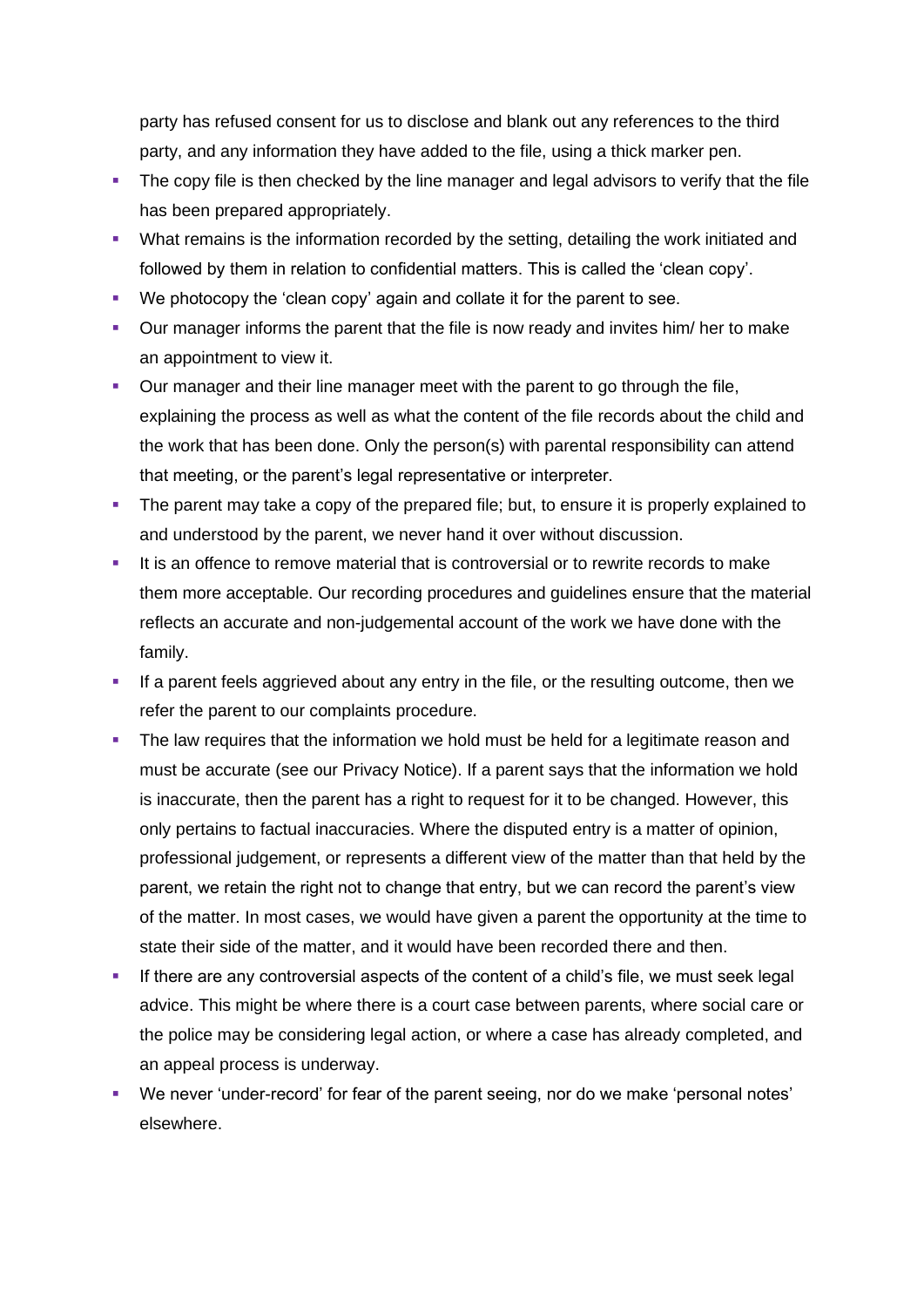party has refused consent for us to disclose and blank out any references to the third party, and any information they have added to the file, using a thick marker pen.

- The copy file is then checked by the line manager and legal advisors to verify that the file has been prepared appropriately.
- What remains is the information recorded by the setting, detailing the work initiated and followed by them in relation to confidential matters. This is called the 'clean copy'.
- We photocopy the 'clean copy' again and collate it for the parent to see.
- Our manager informs the parent that the file is now ready and invites him/ her to make an appointment to view it.
- Our manager and their line manager meet with the parent to go through the file, explaining the process as well as what the content of the file records about the child and the work that has been done. Only the person(s) with parental responsibility can attend that meeting, or the parent's legal representative or interpreter.
- The parent may take a copy of the prepared file; but, to ensure it is properly explained to and understood by the parent, we never hand it over without discussion.
- It is an offence to remove material that is controversial or to rewrite records to make them more acceptable. Our recording procedures and guidelines ensure that the material reflects an accurate and non-judgemental account of the work we have done with the family.
- If a parent feels aggrieved about any entry in the file, or the resulting outcome, then we refer the parent to our complaints procedure.
- The law requires that the information we hold must be held for a legitimate reason and must be accurate (see our Privacy Notice). If a parent says that the information we hold is inaccurate, then the parent has a right to request for it to be changed. However, this only pertains to factual inaccuracies. Where the disputed entry is a matter of opinion, professional judgement, or represents a different view of the matter than that held by the parent, we retain the right not to change that entry, but we can record the parent's view of the matter. In most cases, we would have given a parent the opportunity at the time to state their side of the matter, and it would have been recorded there and then.
- If there are any controversial aspects of the content of a child's file, we must seek legal advice. This might be where there is a court case between parents, where social care or the police may be considering legal action, or where a case has already completed, and an appeal process is underway.
- We never 'under-record' for fear of the parent seeing, nor do we make 'personal notes' elsewhere.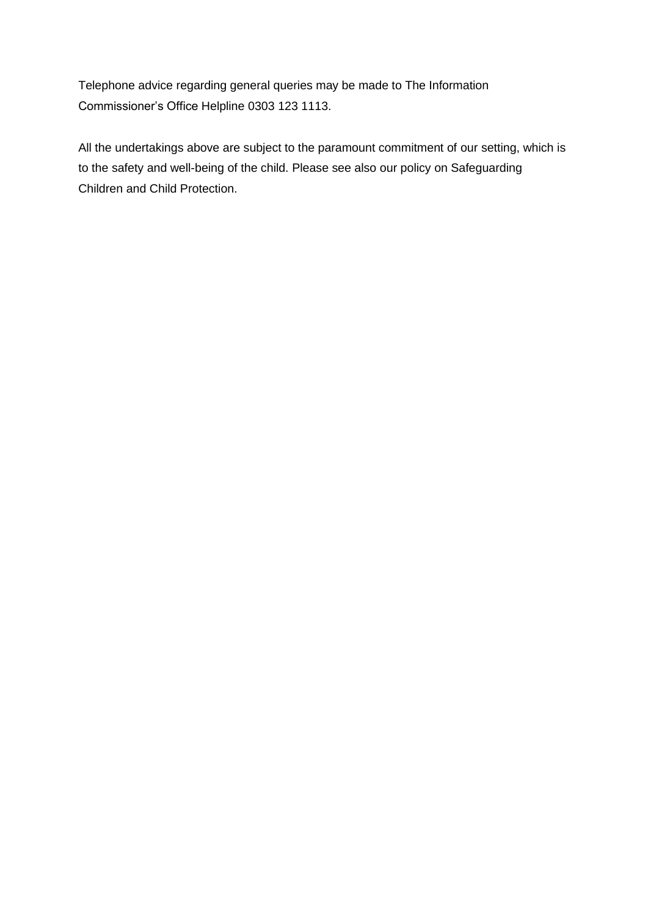Telephone advice regarding general queries may be made to The Information Commissioner's Office Helpline 0303 123 1113.

All the undertakings above are subject to the paramount commitment of our setting, which is to the safety and well-being of the child. Please see also our policy on Safeguarding Children and Child Protection.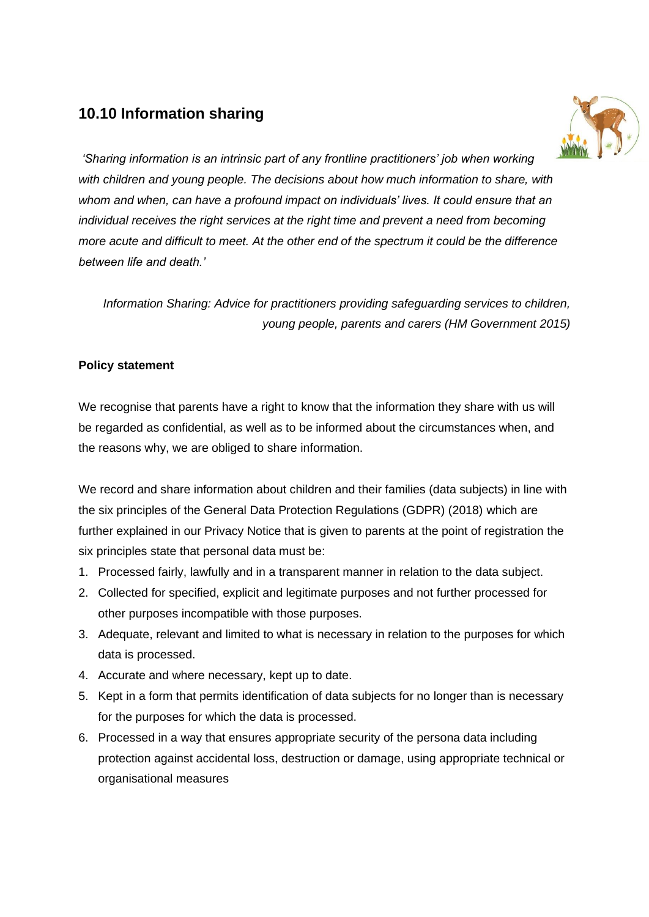## 10.10 Information sharing

*'Sharing information is an intrinsic part of any frontline practitioners' job when working with children and young people. The decisions about how much information to share, with whom and when, can have a profound impact on individuals' lives. It could ensure that an individual receives the right services at the right time and prevent a need from becoming more acute and difficult to meet. At the other end of the spectrum it could be the difference between life and death.'*

*Information Sharing: Advice for practitioners providing safeguarding services to children, young people, parents and carers (HM Government 2015)*

**Policy statement**

We recognise that parents have a right to know that the information they share with us will be regarded as confidential, as well as to be informed about the circumstances when, and the reasons why, we are obliged to share information.

We record and share information about children and their families (data subjects) in line with the six principles of the General Data Protection Regulations (GDPR) (2018) which are further explained in our Privacy Notice that is given to parents at the point of registration the six principles state that personal data must be:

1. Processed fairly, lawfully and in a transparent manner in relation to the data subject.
2. Collected for specified, explicit and legitimate purposes and not further processed for other purposes incompatible with those purposes.
3. Adequate, relevant and limited to what is necessary in relation to the purposes for which data is processed.
4. Accurate and where necessary, kept up to date.
5. Kept in a form that permits identification of data subjects for no longer than is necessary for the purposes for which the data is processed.
6. Processed in a way that ensures appropriate security of the persona data including protection against accidental loss, destruction or damage, using appropriate technical or organisational measures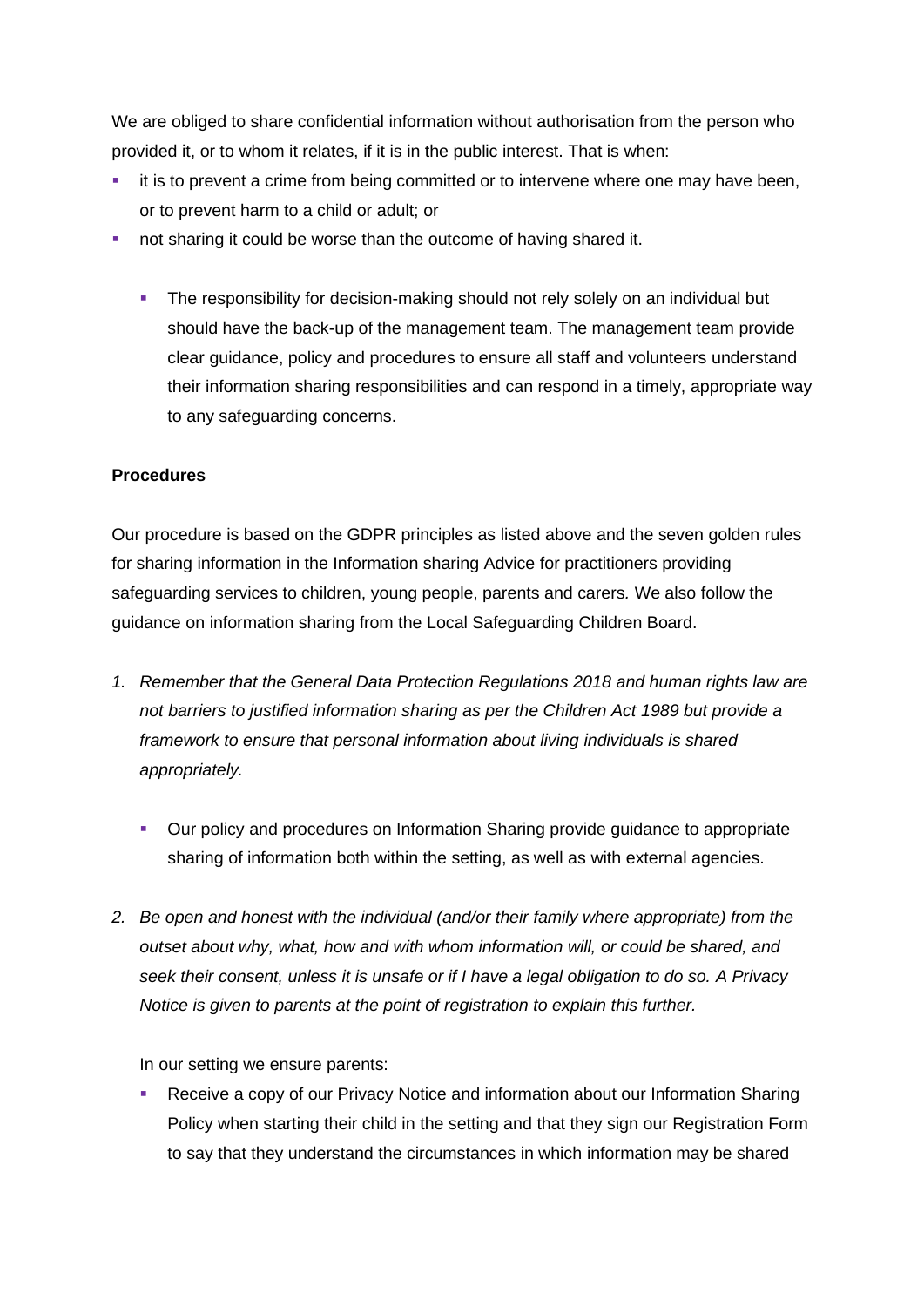We are obliged to share confidential information without authorisation from the person who provided it, or to whom it relates, if it is in the public interest. That is when:

- it is to prevent a crime from being committed or to intervene where one may have been, or to prevent harm to a child or adult; or
- not sharing it could be worse than the outcome of having shared it.

    - The responsibility for decision-making should not rely solely on an individual but should have the back-up of the management team. The management team provide clear guidance, policy and procedures to ensure all staff and volunteers understand their information sharing responsibilities and can respond in a timely, appropriate way to any safeguarding concerns.

**Procedures**

Our procedure is based on the GDPR principles as listed above and the seven golden rules for sharing information in the Information sharing Advice for practitioners providing safeguarding services to children, young people, parents and carers*.* We also follow the guidance on information sharing from the Local Safeguarding Children Board.

1. *Remember that the General Data Protection Regulations 2018 and human rights law are not barriers to justified information sharing as per the Children Act 1989 but provide a framework to ensure that personal information about living individuals is shared appropriately.*

    - Our policy and procedures on Information Sharing provide guidance to appropriate sharing of information both within the setting, as well as with external agencies.

2. *Be open and honest with the individual (and/or their family where appropriate) from the outset about why, what, how and with whom information will, or could be shared, and seek their consent, unless it is unsafe or if I have a legal obligation to do so. A Privacy Notice is given to parents at the point of registration to explain this further.*

    In our setting we ensure parents:

    - Receive a copy of our Privacy Notice and information about our Information Sharing Policy when starting their child in the setting and that they sign our Registration Form to say that they understand the circumstances in which information may be shared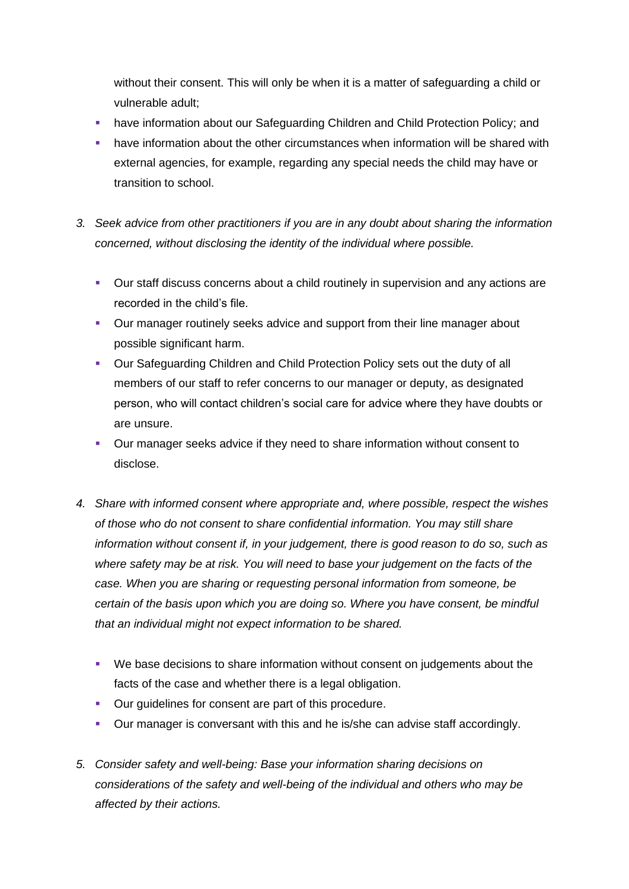without their consent. This will only be when it is a matter of safeguarding a child or vulnerable adult;

- have information about our Safeguarding Children and Child Protection Policy; and
- have information about the other circumstances when information will be shared with external agencies, for example, regarding any special needs the child may have or transition to school.

3. *Seek advice from other practitioners if you are in any doubt about sharing the information concerned, without disclosing the identity of the individual where possible.*

   - Our staff discuss concerns about a child routinely in supervision and any actions are recorded in the child's file.
   - Our manager routinely seeks advice and support from their line manager about possible significant harm.
   - Our Safeguarding Children and Child Protection Policy sets out the duty of all members of our staff to refer concerns to our manager or deputy, as designated person, who will contact children's social care for advice where they have doubts or are unsure.
   - Our manager seeks advice if they need to share information without consent to disclose.

4. *Share with informed consent where appropriate and, where possible, respect the wishes of those who do not consent to share confidential information. You may still share information without consent if, in your judgement, there is good reason to do so, such as where safety may be at risk. You will need to base your judgement on the facts of the case. When you are sharing or requesting personal information from someone, be certain of the basis upon which you are doing so. Where you have consent, be mindful that an individual might not expect information to be shared.*

   - We base decisions to share information without consent on judgements about the facts of the case and whether there is a legal obligation.
   - Our guidelines for consent are part of this procedure.
   - Our manager is conversant with this and he is/she can advise staff accordingly.

5. *Consider safety and well-being: Base your information sharing decisions on considerations of the safety and well-being of the individual and others who may be affected by their actions.*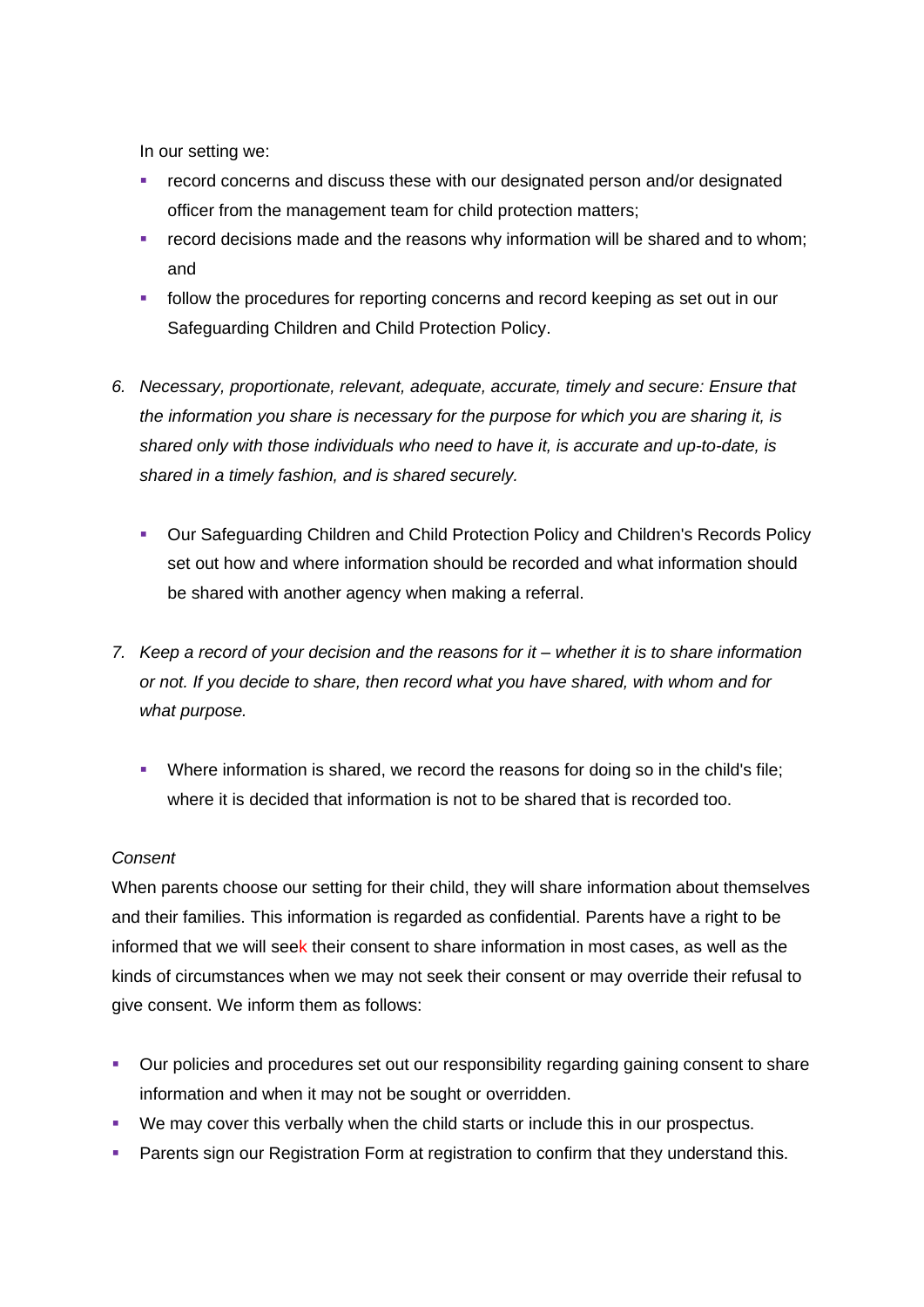In our setting we:

- record concerns and discuss these with our designated person and/or designated officer from the management team for child protection matters;
- record decisions made and the reasons why information will be shared and to whom; and
- follow the procedures for reporting concerns and record keeping as set out in our Safeguarding Children and Child Protection Policy.

6. *Necessary, proportionate, relevant, adequate, accurate, timely and secure: Ensure that the information you share is necessary for the purpose for which you are sharing it, is shared only with those individuals who need to have it, is accurate and up-to-date, is shared in a timely fashion, and is shared securely.*

    - Our Safeguarding Children and Child Protection Policy and Children's Records Policy set out how and where information should be recorded and what information should be shared with another agency when making a referral.

7. *Keep a record of your decision and the reasons for it – whether it is to share information or not. If you decide to share, then record what you have shared, with whom and for what purpose.*

    - Where information is shared, we record the reasons for doing so in the child's file; where it is decided that information is not to be shared that is recorded too.

*Consent*

When parents choose our setting for their child, they will share information about themselves and their families. This information is regarded as confidential. Parents have a right to be informed that we will seek their consent to share information in most cases, as well as the kinds of circumstances when we may not seek their consent or may override their refusal to give consent. We inform them as follows:

- Our policies and procedures set out our responsibility regarding gaining consent to share information and when it may not be sought or overridden.
- We may cover this verbally when the child starts or include this in our prospectus.
- Parents sign our Registration Form at registration to confirm that they understand this.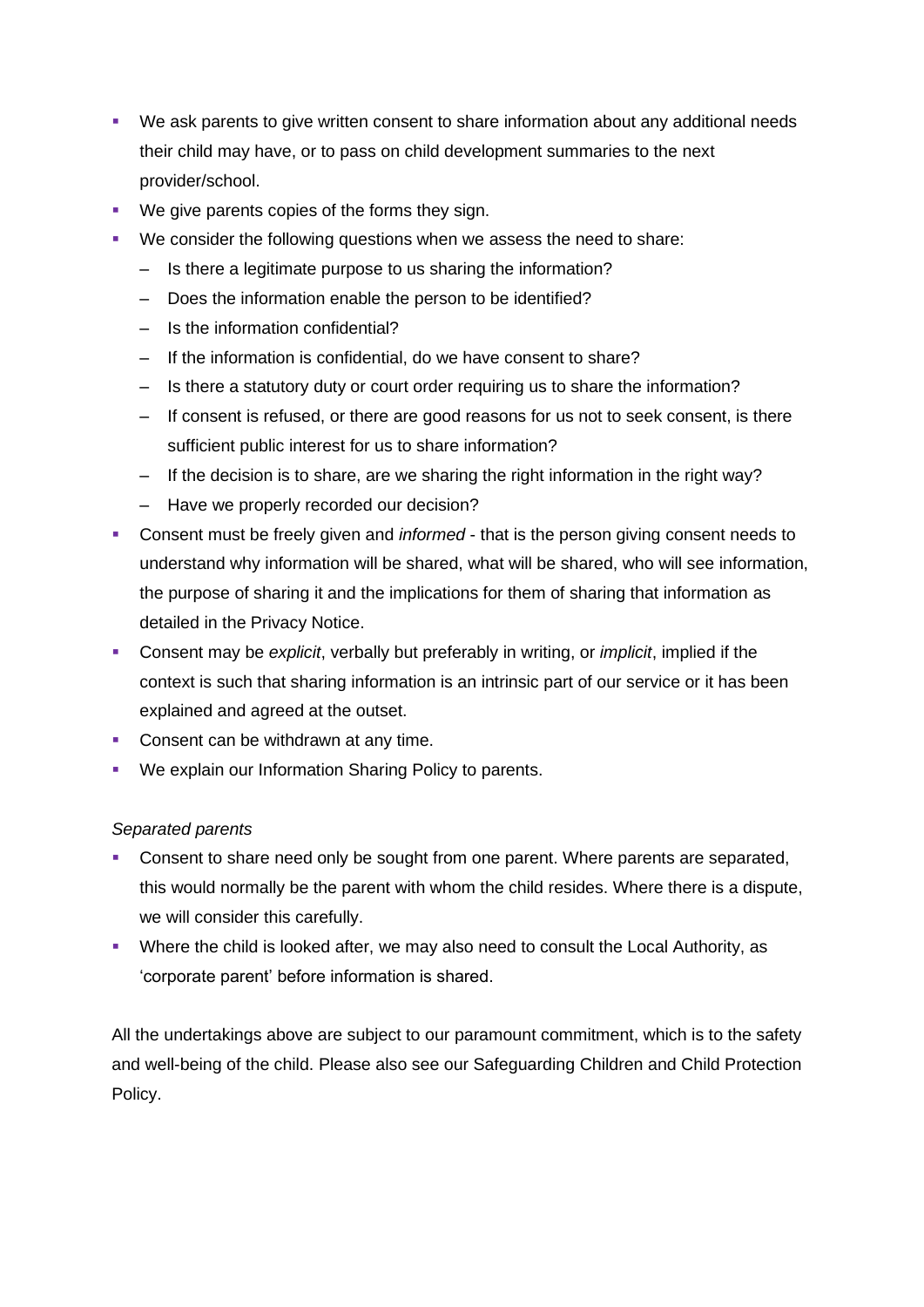- We ask parents to give written consent to share information about any additional needs their child may have, or to pass on child development summaries to the next provider/school.
- We give parents copies of the forms they sign.
- We consider the following questions when we assess the need to share:
  - Is there a legitimate purpose to us sharing the information?
  - Does the information enable the person to be identified?
  - Is the information confidential?
  - If the information is confidential, do we have consent to share?
  - Is there a statutory duty or court order requiring us to share the information?
  - If consent is refused, or there are good reasons for us not to seek consent, is there sufficient public interest for us to share information?
  - If the decision is to share, are we sharing the right information in the right way?
  - Have we properly recorded our decision?
- Consent must be freely given and *informed* - that is the person giving consent needs to understand why information will be shared, what will be shared, who will see information, the purpose of sharing it and the implications for them of sharing that information as detailed in the Privacy Notice.
- Consent may be *explicit*, verbally but preferably in writing, or *implicit*, implied if the context is such that sharing information is an intrinsic part of our service or it has been explained and agreed at the outset.
- Consent can be withdrawn at any time.
- We explain our Information Sharing Policy to parents.

*Separated parents*

- Consent to share need only be sought from one parent. Where parents are separated, this would normally be the parent with whom the child resides. Where there is a dispute, we will consider this carefully.
- Where the child is looked after, we may also need to consult the Local Authority, as 'corporate parent' before information is shared.

All the undertakings above are subject to our paramount commitment, which is to the safety and well-being of the child. Please also see our Safeguarding Children and Child Protection Policy.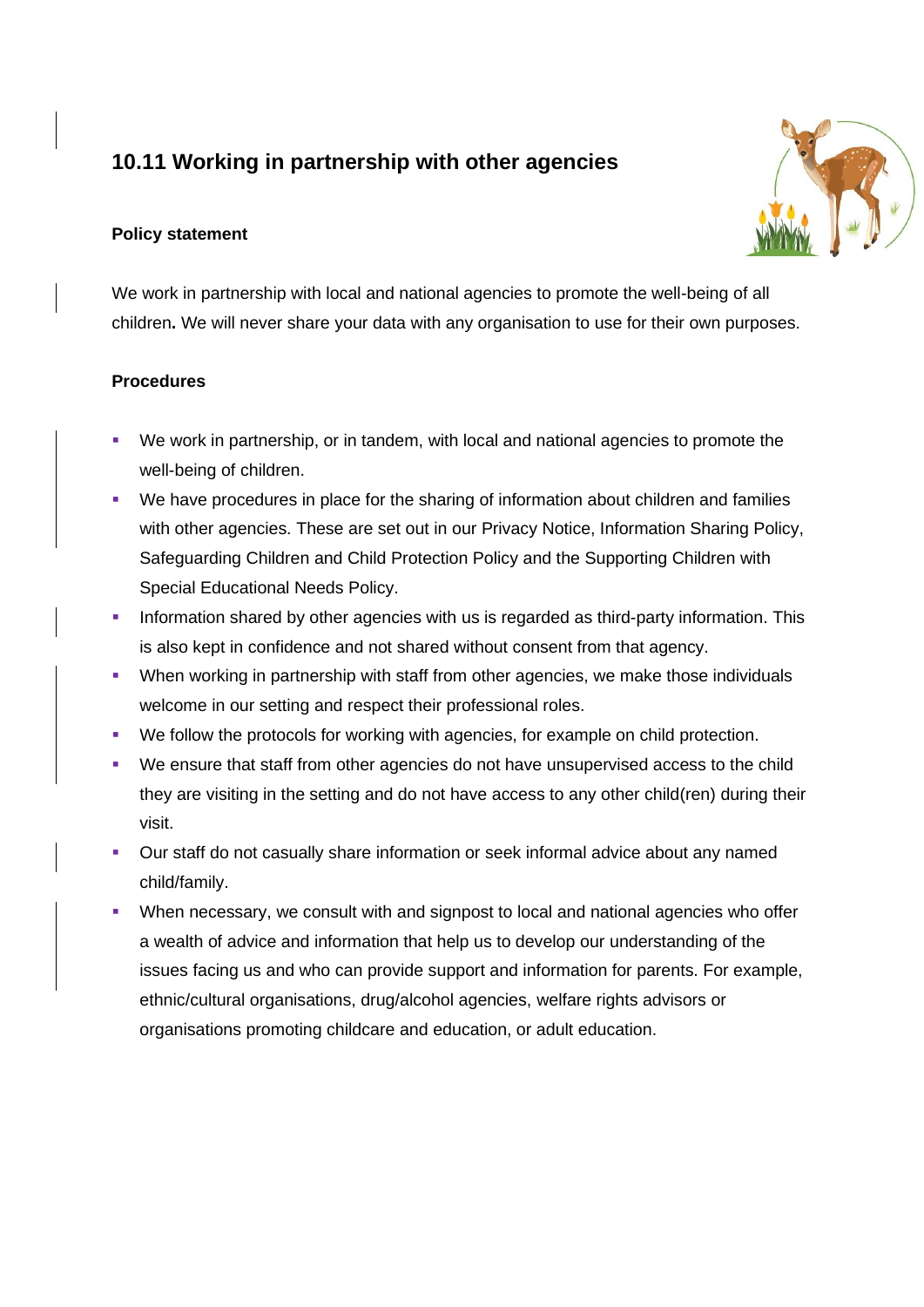## 10.11 Working in partnership with other agencies

**Policy statement**

We work in partnership with local and national agencies to promote the well-being of all children**.** We will never share your data with any organisation to use for their own purposes.

**Procedures**

- We work in partnership, or in tandem, with local and national agencies to promote the well-being of children.
- We have procedures in place for the sharing of information about children and families with other agencies. These are set out in our Privacy Notice, Information Sharing Policy, Safeguarding Children and Child Protection Policy and the Supporting Children with Special Educational Needs Policy.
- Information shared by other agencies with us is regarded as third-party information. This is also kept in confidence and not shared without consent from that agency.
- When working in partnership with staff from other agencies, we make those individuals welcome in our setting and respect their professional roles.
- We follow the protocols for working with agencies, for example on child protection.
- We ensure that staff from other agencies do not have unsupervised access to the child they are visiting in the setting and do not have access to any other child(ren) during their visit.
- Our staff do not casually share information or seek informal advice about any named child/family.
- When necessary, we consult with and signpost to local and national agencies who offer a wealth of advice and information that help us to develop our understanding of the issues facing us and who can provide support and information for parents. For example, ethnic/cultural organisations, drug/alcohol agencies, welfare rights advisors or organisations promoting childcare and education, or adult education.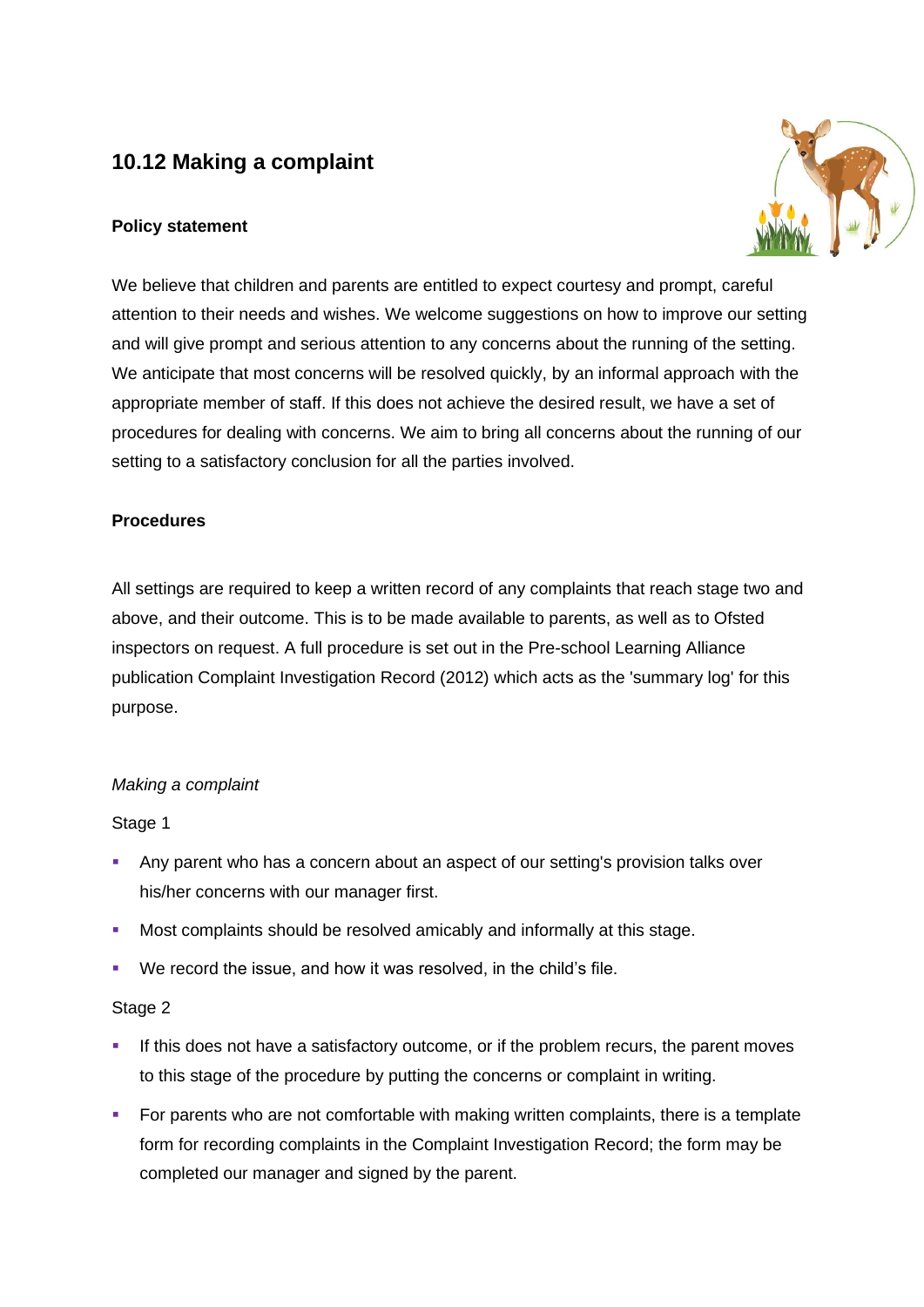## 10.12 Making a complaint

**Policy statement**

We believe that children and parents are entitled to expect courtesy and prompt, careful attention to their needs and wishes. We welcome suggestions on how to improve our setting and will give prompt and serious attention to any concerns about the running of the setting. We anticipate that most concerns will be resolved quickly, by an informal approach with the appropriate member of staff. If this does not achieve the desired result, we have a set of procedures for dealing with concerns. We aim to bring all concerns about the running of our setting to a satisfactory conclusion for all the parties involved.

**Procedures**

All settings are required to keep a written record of any complaints that reach stage two and above, and their outcome. This is to be made available to parents, as well as to Ofsted inspectors on request. A full procedure is set out in the Pre-school Learning Alliance publication Complaint Investigation Record (2012) which acts as the 'summary log' for this purpose.

*Making a complaint*

Stage 1

- Any parent who has a concern about an aspect of our setting's provision talks over his/her concerns with our manager first.
- Most complaints should be resolved amicably and informally at this stage.
- We record the issue, and how it was resolved, in the child’s file.

Stage 2

- If this does not have a satisfactory outcome, or if the problem recurs, the parent moves to this stage of the procedure by putting the concerns or complaint in writing.
- For parents who are not comfortable with making written complaints, there is a template form for recording complaints in the Complaint Investigation Record; the form may be completed our manager and signed by the parent.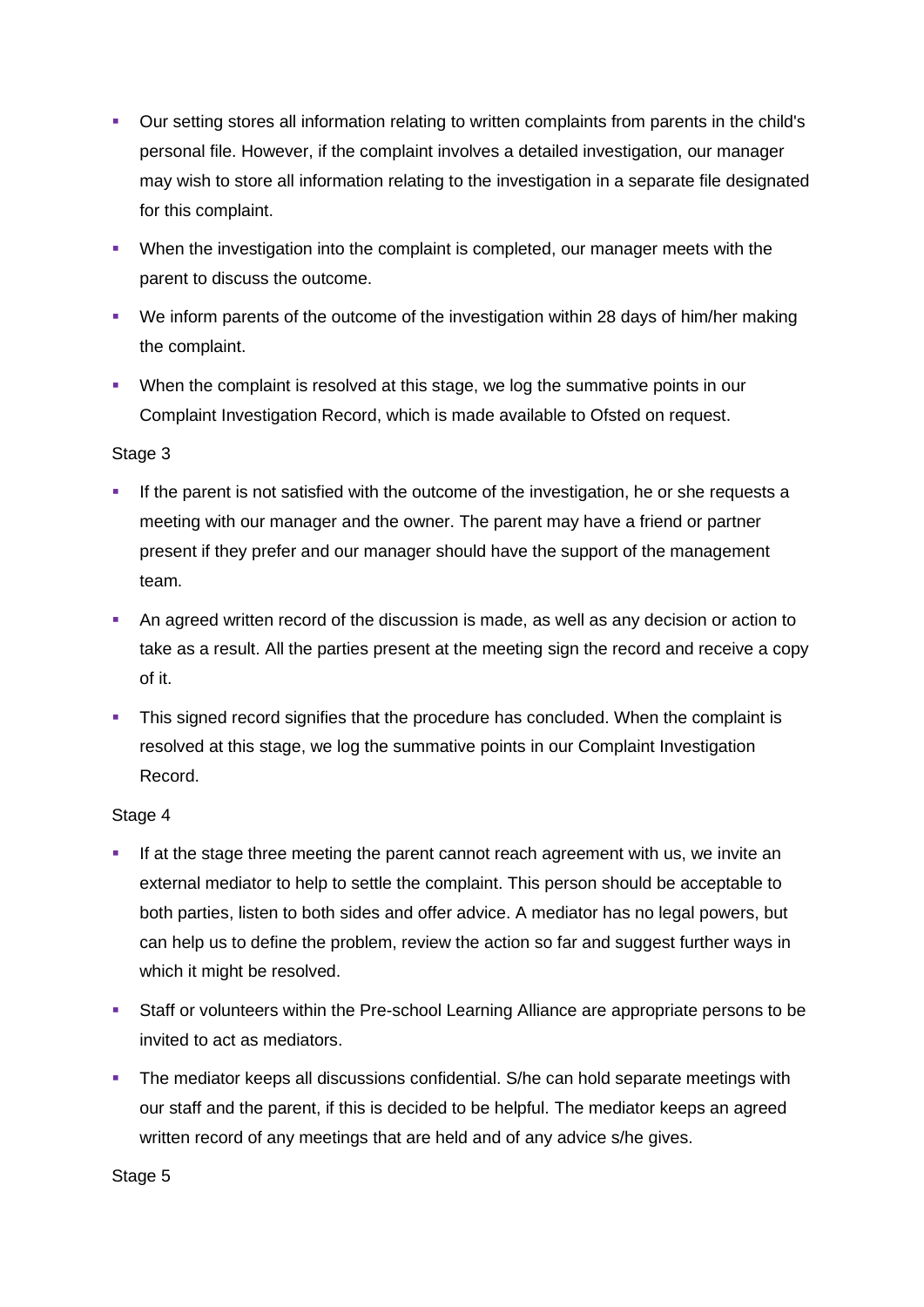- Our setting stores all information relating to written complaints from parents in the child's personal file. However, if the complaint involves a detailed investigation, our manager may wish to store all information relating to the investigation in a separate file designated for this complaint.
- When the investigation into the complaint is completed, our manager meets with the parent to discuss the outcome.
- We inform parents of the outcome of the investigation within 28 days of him/her making the complaint.
- When the complaint is resolved at this stage, we log the summative points in our Complaint Investigation Record, which is made available to Ofsted on request.

Stage 3

- If the parent is not satisfied with the outcome of the investigation, he or she requests a meeting with our manager and the owner. The parent may have a friend or partner present if they prefer and our manager should have the support of the management team.
- An agreed written record of the discussion is made, as well as any decision or action to take as a result. All the parties present at the meeting sign the record and receive a copy of it.
- This signed record signifies that the procedure has concluded. When the complaint is resolved at this stage, we log the summative points in our Complaint Investigation Record.

Stage 4

- If at the stage three meeting the parent cannot reach agreement with us, we invite an external mediator to help to settle the complaint. This person should be acceptable to both parties, listen to both sides and offer advice. A mediator has no legal powers, but can help us to define the problem, review the action so far and suggest further ways in which it might be resolved.
- Staff or volunteers within the Pre-school Learning Alliance are appropriate persons to be invited to act as mediators.
- The mediator keeps all discussions confidential. S/he can hold separate meetings with our staff and the parent, if this is decided to be helpful. The mediator keeps an agreed written record of any meetings that are held and of any advice s/he gives.

Stage 5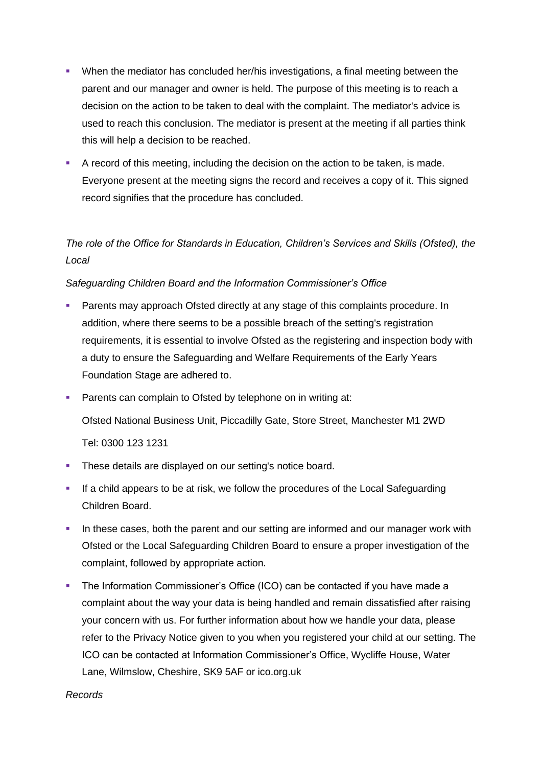- When the mediator has concluded her/his investigations, a final meeting between the parent and our manager and owner is held. The purpose of this meeting is to reach a decision on the action to be taken to deal with the complaint. The mediator's advice is used to reach this conclusion. The mediator is present at the meeting if all parties think this will help a decision to be reached.
- A record of this meeting, including the decision on the action to be taken, is made. Everyone present at the meeting signs the record and receives a copy of it. This signed record signifies that the procedure has concluded.

*The role of the Office for Standards in Education, Children's Services and Skills (Ofsted), the Local*

*Safeguarding Children Board and the Information Commissioner's Office*

- Parents may approach Ofsted directly at any stage of this complaints procedure. In addition, where there seems to be a possible breach of the setting's registration requirements, it is essential to involve Ofsted as the registering and inspection body with a duty to ensure the Safeguarding and Welfare Requirements of the Early Years Foundation Stage are adhered to.
- Parents can complain to Ofsted by telephone on in writing at:

  Ofsted National Business Unit, Piccadilly Gate, Store Street, Manchester M1 2WD

  Tel: 0300 123 1231
- These details are displayed on our setting's notice board.
- If a child appears to be at risk, we follow the procedures of the Local Safeguarding Children Board.
- In these cases, both the parent and our setting are informed and our manager work with Ofsted or the Local Safeguarding Children Board to ensure a proper investigation of the complaint, followed by appropriate action.
- The Information Commissioner's Office (ICO) can be contacted if you have made a complaint about the way your data is being handled and remain dissatisfied after raising your concern with us. For further information about how we handle your data, please refer to the Privacy Notice given to you when you registered your child at our setting. The ICO can be contacted at Information Commissioner's Office, Wycliffe House, Water Lane, Wilmslow, Cheshire, SK9 5AF or ico.org.uk

*Records*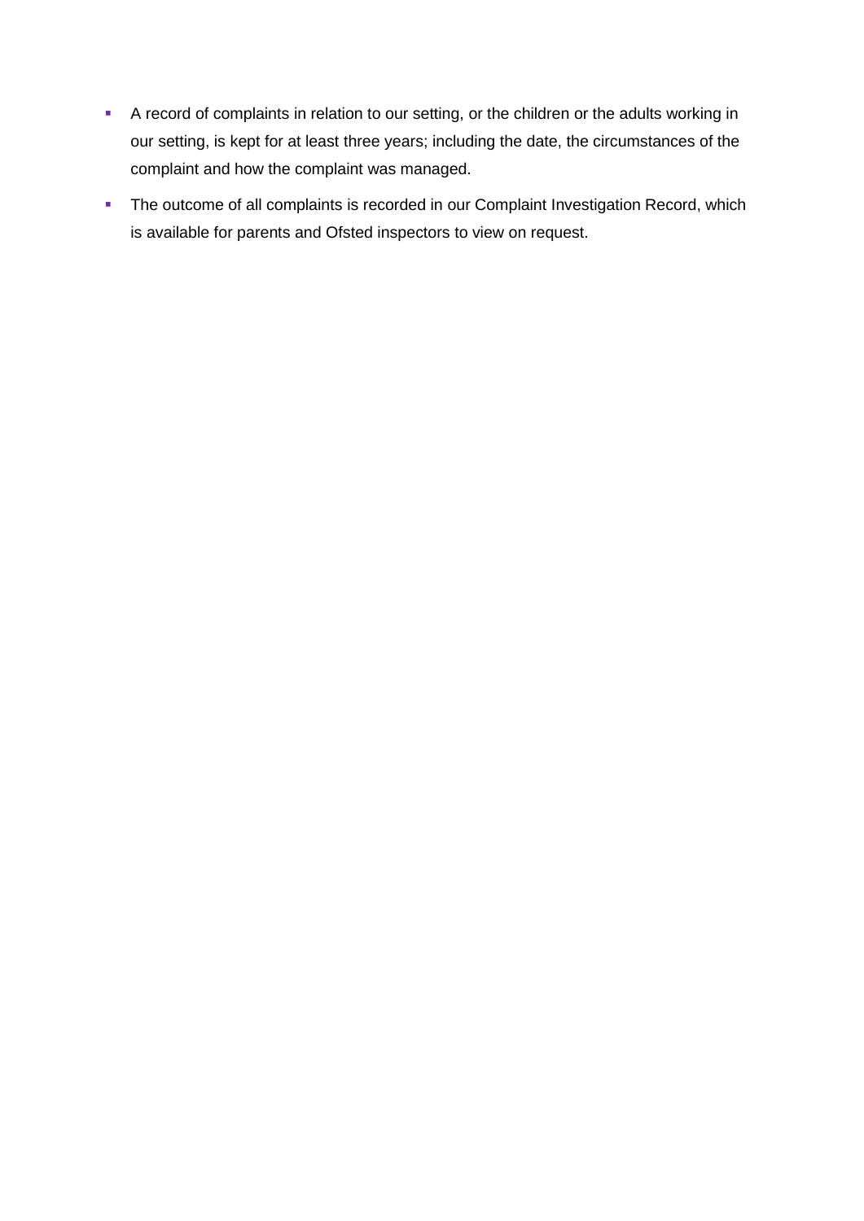- A record of complaints in relation to our setting, or the children or the adults working in our setting, is kept for at least three years; including the date, the circumstances of the complaint and how the complaint was managed.
- The outcome of all complaints is recorded in our Complaint Investigation Record, which is available for parents and Ofsted inspectors to view on request.